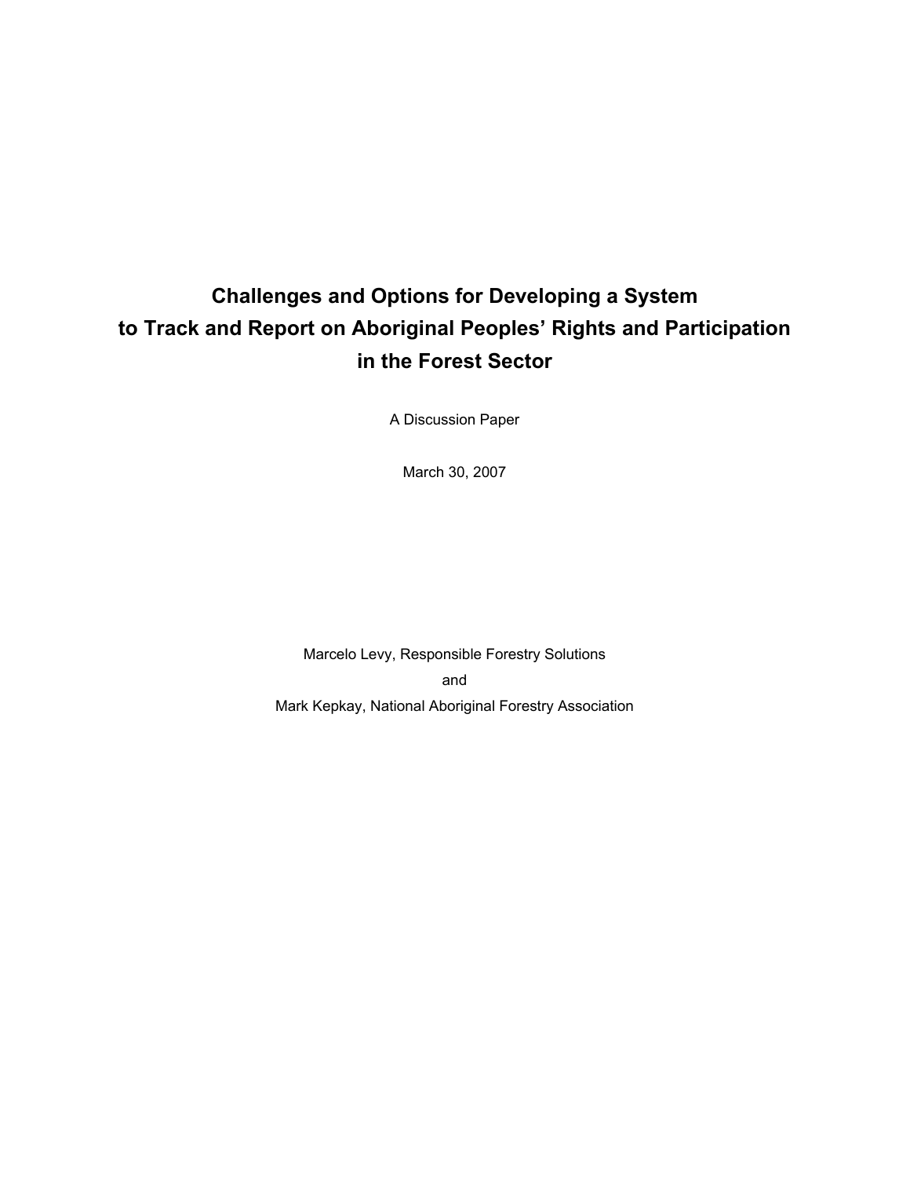# Challenges and Options for Developing a System to Track and Report on Aboriginal Peoples' Rights and Participation in the Forest Sector

A Discussion Paper

March 30, 2007

Marcelo Levy, Responsible Forestry Solutions

and

Mark Kepkay, National Aboriginal Forestry Association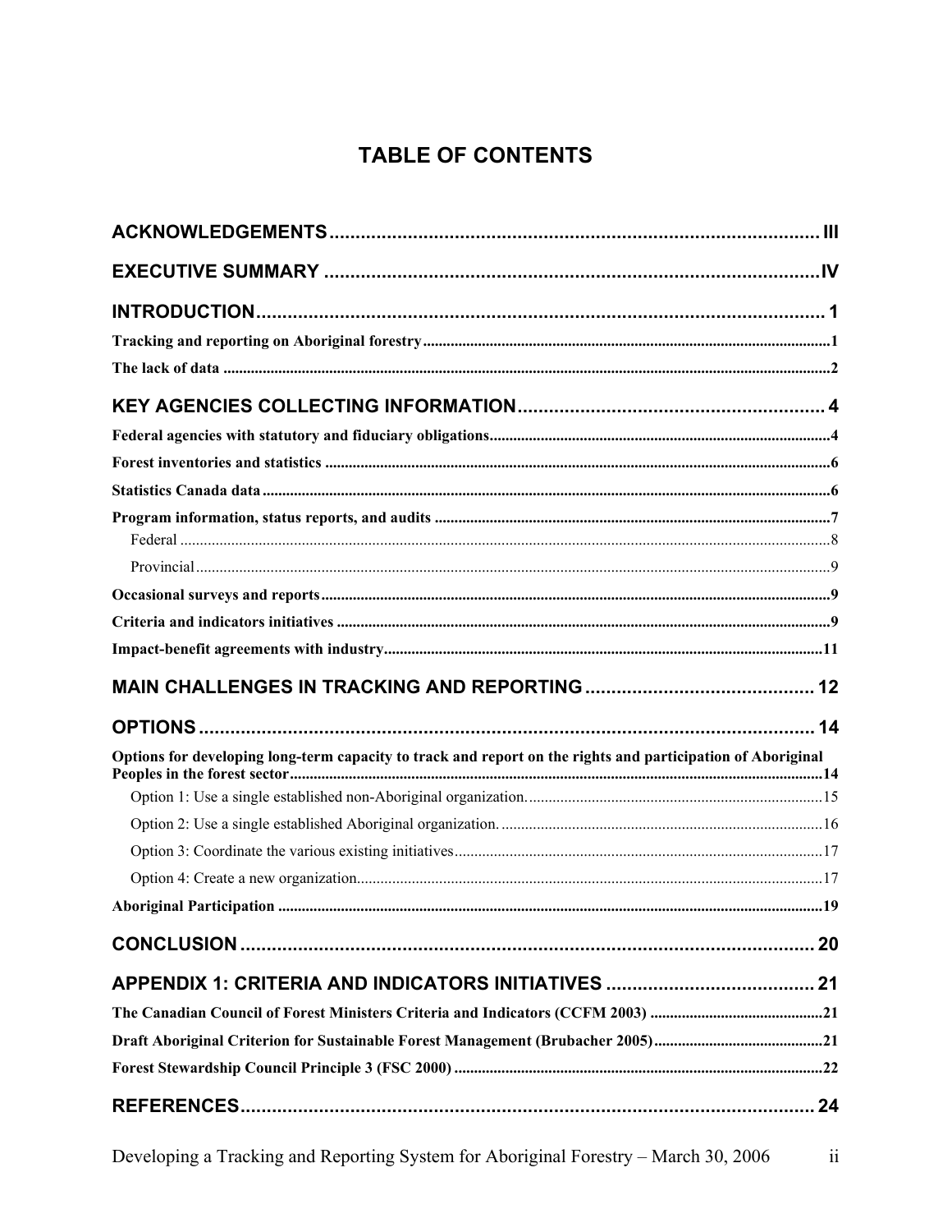# TABLE OF CONTENTS

**ACKNOWLEDGEMENTS** ..... III

**EXECUTIVE SUMMARY** ..... IV

**INTRODUCTION** ..... 1

**Tracking and reporting on Aboriginal forestry** ..... 1

**The lack of data** ..... 2

**KEY AGENCIES COLLECTING INFORMATION** ..... 4

**Federal agencies with statutory and fiduciary obligations** ..... 4

**Forest inventories and statistics** ..... 6

**Statistics Canada data** ..... 6

**Program information, status reports, and audits** ..... 7

- Federal ..... 8
- Provincial ..... 9

**Occasional surveys and reports** ..... 9

**Criteria and indicators initiatives** ..... 9

**Impact-benefit agreements with industry** ..... 11

**MAIN CHALLENGES IN TRACKING AND REPORTING** ..... 12

**OPTIONS** ..... 14

**Options for developing long-term capacity to track and report on the rights and participation of Aboriginal Peoples in the forest sector** ..... 14

- Option 1: Use a single established non-Aboriginal organization. ..... 15
- Option 2: Use a single established Aboriginal organization. ..... 16
- Option 3: Coordinate the various existing initiatives ..... 17
- Option 4: Create a new organization ..... 17

**Aboriginal Participation** ..... 19

**CONCLUSION** ..... 20

**APPENDIX 1: CRITERIA AND INDICATORS INITIATIVES** ..... 21

**The Canadian Council of Forest Ministers Criteria and Indicators (CCFM 2003)** ..... 21

**Draft Aboriginal Criterion for Sustainable Forest Management (Brubacher 2005)** ..... 21

**Forest Stewardship Council Principle 3 (FSC 2000)** ..... 22

**REFERENCES** ..... 24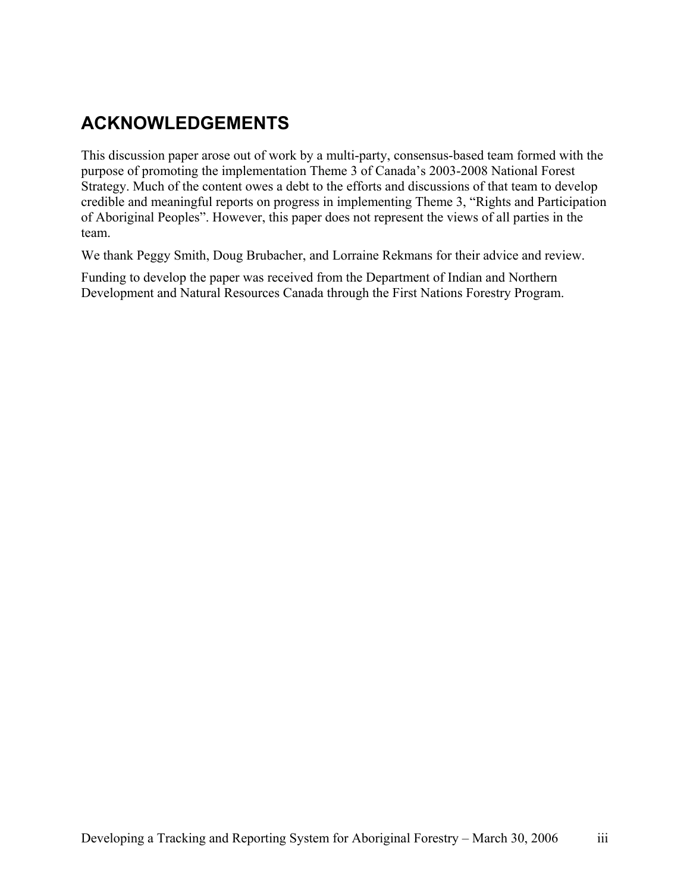# ACKNOWLEDGEMENTS

This discussion paper arose out of work by a multi-party, consensus-based team formed with the purpose of promoting the implementation Theme 3 of Canada's 2003-2008 National Forest Strategy. Much of the content owes a debt to the efforts and discussions of that team to develop credible and meaningful reports on progress in implementing Theme 3, "Rights and Participation of Aboriginal Peoples". However, this paper does not represent the views of all parties in the team.

We thank Peggy Smith, Doug Brubacher, and Lorraine Rekmans for their advice and review.

Funding to develop the paper was received from the Department of Indian and Northern Development and Natural Resources Canada through the First Nations Forestry Program.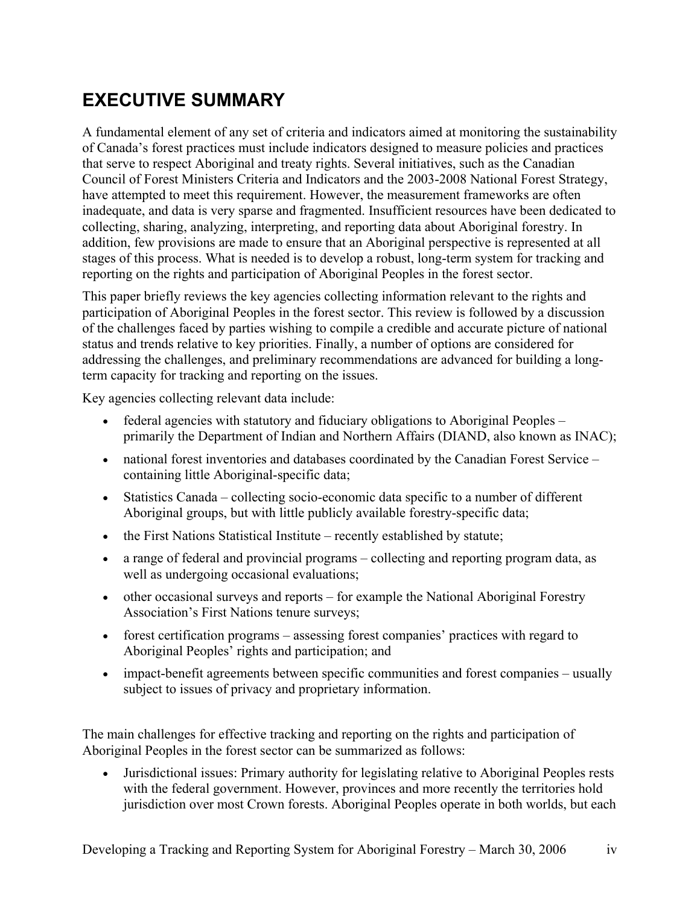# EXECUTIVE SUMMARY

A fundamental element of any set of criteria and indicators aimed at monitoring the sustainability of Canada's forest practices must include indicators designed to measure policies and practices that serve to respect Aboriginal and treaty rights. Several initiatives, such as the Canadian Council of Forest Ministers Criteria and Indicators and the 2003-2008 National Forest Strategy, have attempted to meet this requirement. However, the measurement frameworks are often inadequate, and data is very sparse and fragmented. Insufficient resources have been dedicated to collecting, sharing, analyzing, interpreting, and reporting data about Aboriginal forestry. In addition, few provisions are made to ensure that an Aboriginal perspective is represented at all stages of this process. What is needed is to develop a robust, long-term system for tracking and reporting on the rights and participation of Aboriginal Peoples in the forest sector.

This paper briefly reviews the key agencies collecting information relevant to the rights and participation of Aboriginal Peoples in the forest sector. This review is followed by a discussion of the challenges faced by parties wishing to compile a credible and accurate picture of national status and trends relative to key priorities. Finally, a number of options are considered for addressing the challenges, and preliminary recommendations are advanced for building a long-term capacity for tracking and reporting on the issues.

Key agencies collecting relevant data include:

- federal agencies with statutory and fiduciary obligations to Aboriginal Peoples – primarily the Department of Indian and Northern Affairs (DIAND, also known as INAC);
- national forest inventories and databases coordinated by the Canadian Forest Service – containing little Aboriginal-specific data;
- Statistics Canada – collecting socio-economic data specific to a number of different Aboriginal groups, but with little publicly available forestry-specific data;
- the First Nations Statistical Institute – recently established by statute;
- a range of federal and provincial programs – collecting and reporting program data, as well as undergoing occasional evaluations;
- other occasional surveys and reports – for example the National Aboriginal Forestry Association's First Nations tenure surveys;
- forest certification programs – assessing forest companies' practices with regard to Aboriginal Peoples' rights and participation; and
- impact-benefit agreements between specific communities and forest companies – usually subject to issues of privacy and proprietary information.

The main challenges for effective tracking and reporting on the rights and participation of Aboriginal Peoples in the forest sector can be summarized as follows:

- Jurisdictional issues: Primary authority for legislating relative to Aboriginal Peoples rests with the federal government. However, provinces and more recently the territories hold jurisdiction over most Crown forests. Aboriginal Peoples operate in both worlds, but each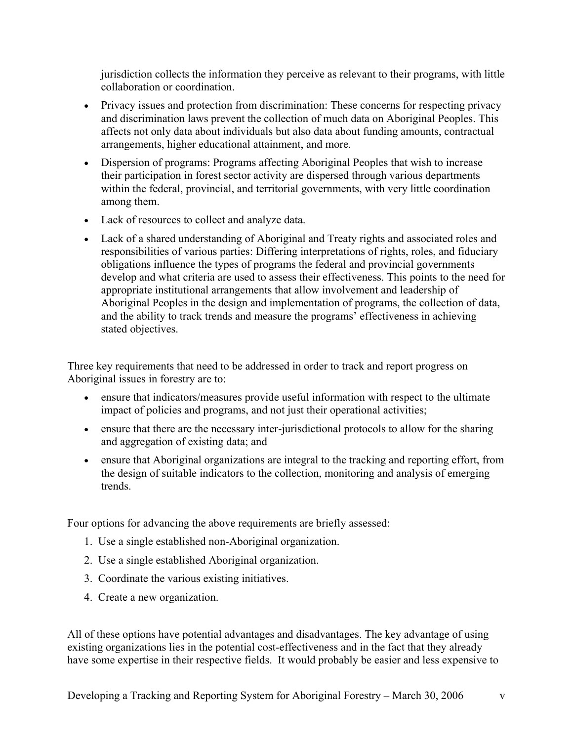jurisdiction collects the information they perceive as relevant to their programs, with little collaboration or coordination.

- Privacy issues and protection from discrimination: These concerns for respecting privacy and discrimination laws prevent the collection of much data on Aboriginal Peoples. This affects not only data about individuals but also data about funding amounts, contractual arrangements, higher educational attainment, and more.
- Dispersion of programs: Programs affecting Aboriginal Peoples that wish to increase their participation in forest sector activity are dispersed through various departments within the federal, provincial, and territorial governments, with very little coordination among them.
- Lack of resources to collect and analyze data.
- Lack of a shared understanding of Aboriginal and Treaty rights and associated roles and responsibilities of various parties: Differing interpretations of rights, roles, and fiduciary obligations influence the types of programs the federal and provincial governments develop and what criteria are used to assess their effectiveness. This points to the need for appropriate institutional arrangements that allow involvement and leadership of Aboriginal Peoples in the design and implementation of programs, the collection of data, and the ability to track trends and measure the programs' effectiveness in achieving stated objectives.

Three key requirements that need to be addressed in order to track and report progress on Aboriginal issues in forestry are to:

- ensure that indicators/measures provide useful information with respect to the ultimate impact of policies and programs, and not just their operational activities;
- ensure that there are the necessary inter-jurisdictional protocols to allow for the sharing and aggregation of existing data; and
- ensure that Aboriginal organizations are integral to the tracking and reporting effort, from the design of suitable indicators to the collection, monitoring and analysis of emerging trends.

Four options for advancing the above requirements are briefly assessed:

1. Use a single established non-Aboriginal organization.
2. Use a single established Aboriginal organization.
3. Coordinate the various existing initiatives.
4. Create a new organization.

All of these options have potential advantages and disadvantages. The key advantage of using existing organizations lies in the potential cost-effectiveness and in the fact that they already have some expertise in their respective fields. It would probably be easier and less expensive to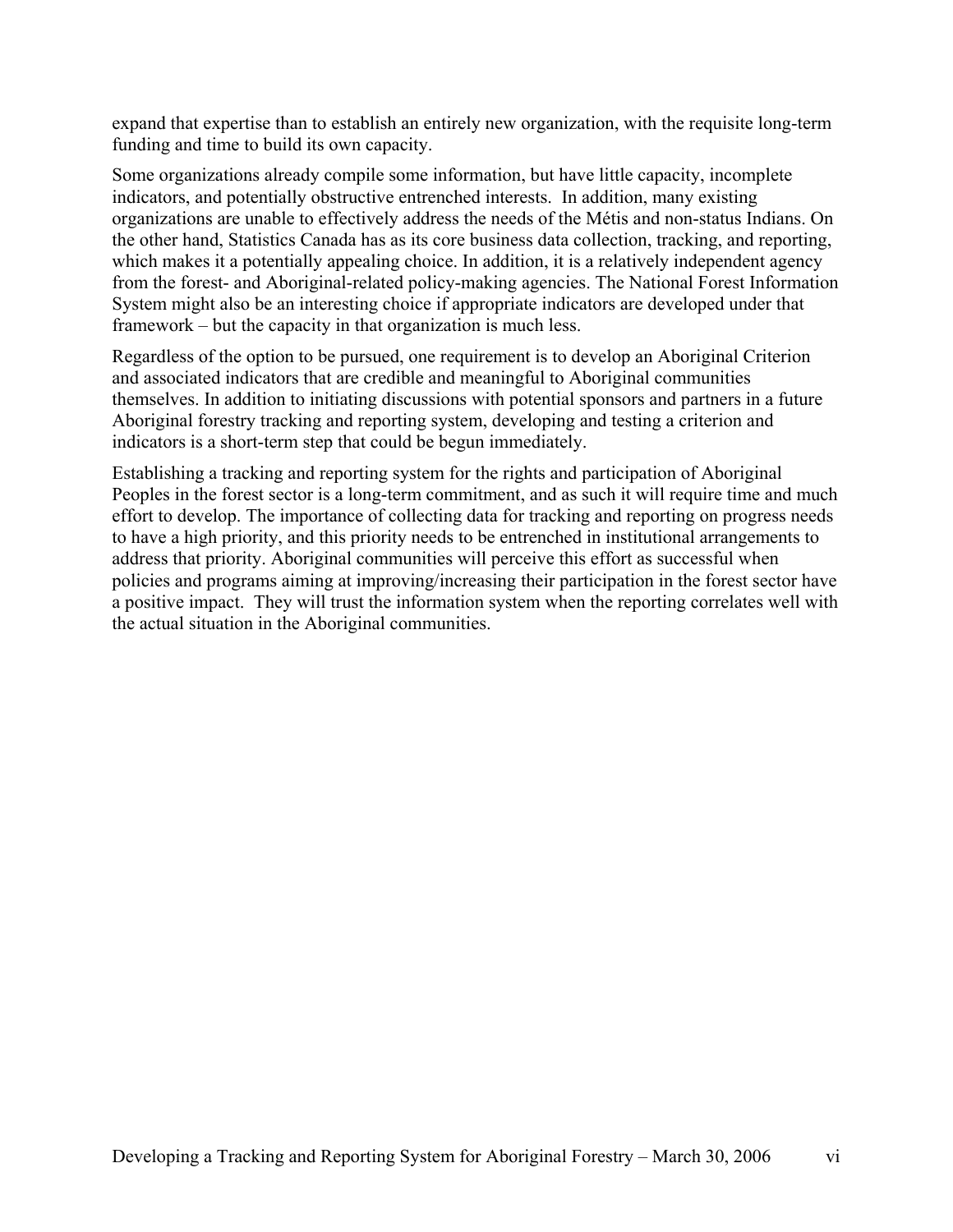expand that expertise than to establish an entirely new organization, with the requisite long-term funding and time to build its own capacity.

Some organizations already compile some information, but have little capacity, incomplete indicators, and potentially obstructive entrenched interests. In addition, many existing organizations are unable to effectively address the needs of the Métis and non-status Indians. On the other hand, Statistics Canada has as its core business data collection, tracking, and reporting, which makes it a potentially appealing choice. In addition, it is a relatively independent agency from the forest- and Aboriginal-related policy-making agencies. The National Forest Information System might also be an interesting choice if appropriate indicators are developed under that framework – but the capacity in that organization is much less.

Regardless of the option to be pursued, one requirement is to develop an Aboriginal Criterion and associated indicators that are credible and meaningful to Aboriginal communities themselves. In addition to initiating discussions with potential sponsors and partners in a future Aboriginal forestry tracking and reporting system, developing and testing a criterion and indicators is a short-term step that could be begun immediately.

Establishing a tracking and reporting system for the rights and participation of Aboriginal Peoples in the forest sector is a long-term commitment, and as such it will require time and much effort to develop. The importance of collecting data for tracking and reporting on progress needs to have a high priority, and this priority needs to be entrenched in institutional arrangements to address that priority. Aboriginal communities will perceive this effort as successful when policies and programs aiming at improving/increasing their participation in the forest sector have a positive impact. They will trust the information system when the reporting correlates well with the actual situation in the Aboriginal communities.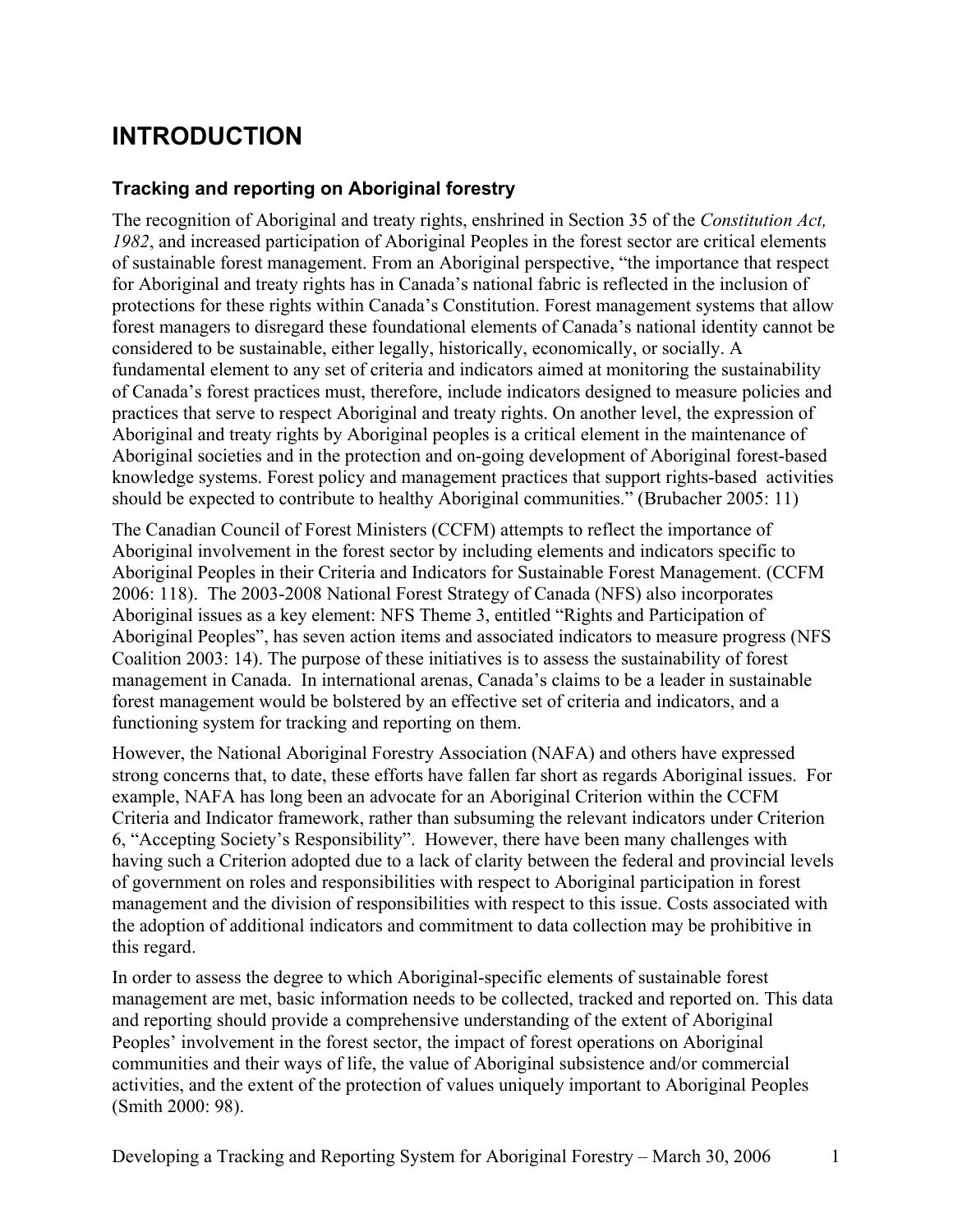# INTRODUCTION

## Tracking and reporting on Aboriginal forestry

The recognition of Aboriginal and treaty rights, enshrined in Section 35 of the *Constitution Act, 1982*, and increased participation of Aboriginal Peoples in the forest sector are critical elements of sustainable forest management. From an Aboriginal perspective, "the importance that respect for Aboriginal and treaty rights has in Canada's national fabric is reflected in the inclusion of protections for these rights within Canada's Constitution. Forest management systems that allow forest managers to disregard these foundational elements of Canada's national identity cannot be considered to be sustainable, either legally, historically, economically, or socially. A fundamental element to any set of criteria and indicators aimed at monitoring the sustainability of Canada's forest practices must, therefore, include indicators designed to measure policies and practices that serve to respect Aboriginal and treaty rights. On another level, the expression of Aboriginal and treaty rights by Aboriginal peoples is a critical element in the maintenance of Aboriginal societies and in the protection and on-going development of Aboriginal forest-based knowledge systems. Forest policy and management practices that support rights-based activities should be expected to contribute to healthy Aboriginal communities." (Brubacher 2005: 11)

The Canadian Council of Forest Ministers (CCFM) attempts to reflect the importance of Aboriginal involvement in the forest sector by including elements and indicators specific to Aboriginal Peoples in their Criteria and Indicators for Sustainable Forest Management. (CCFM 2006: 118). The 2003-2008 National Forest Strategy of Canada (NFS) also incorporates Aboriginal issues as a key element: NFS Theme 3, entitled "Rights and Participation of Aboriginal Peoples", has seven action items and associated indicators to measure progress (NFS Coalition 2003: 14). The purpose of these initiatives is to assess the sustainability of forest management in Canada. In international arenas, Canada's claims to be a leader in sustainable forest management would be bolstered by an effective set of criteria and indicators, and a functioning system for tracking and reporting on them.

However, the National Aboriginal Forestry Association (NAFA) and others have expressed strong concerns that, to date, these efforts have fallen far short as regards Aboriginal issues. For example, NAFA has long been an advocate for an Aboriginal Criterion within the CCFM Criteria and Indicator framework, rather than subsuming the relevant indicators under Criterion 6, "Accepting Society's Responsibility". However, there have been many challenges with having such a Criterion adopted due to a lack of clarity between the federal and provincial levels of government on roles and responsibilities with respect to Aboriginal participation in forest management and the division of responsibilities with respect to this issue. Costs associated with the adoption of additional indicators and commitment to data collection may be prohibitive in this regard.

In order to assess the degree to which Aboriginal-specific elements of sustainable forest management are met, basic information needs to be collected, tracked and reported on. This data and reporting should provide a comprehensive understanding of the extent of Aboriginal Peoples' involvement in the forest sector, the impact of forest operations on Aboriginal communities and their ways of life, the value of Aboriginal subsistence and/or commercial activities, and the extent of the protection of values uniquely important to Aboriginal Peoples (Smith 2000: 98).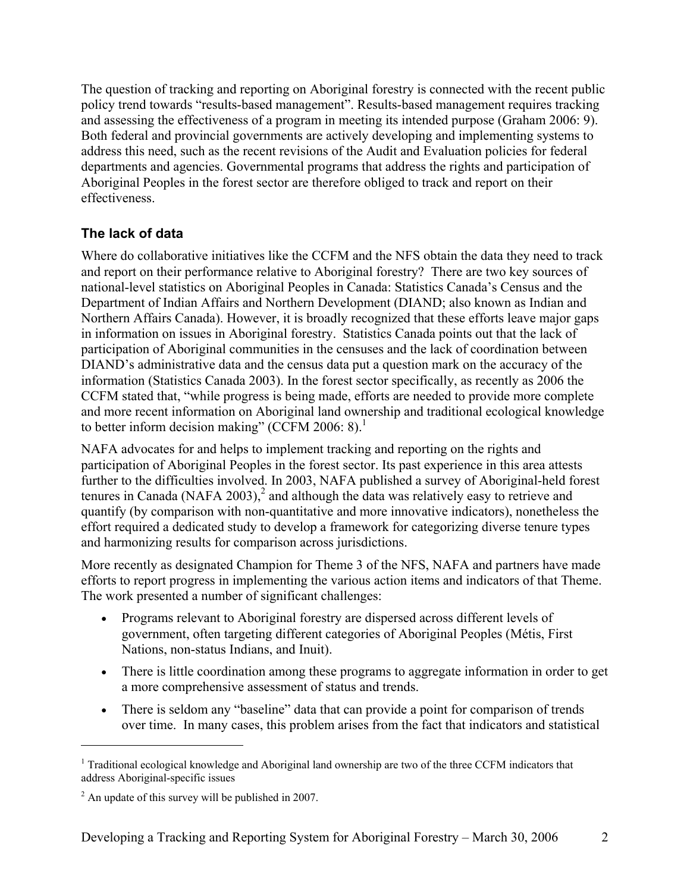The question of tracking and reporting on Aboriginal forestry is connected with the recent public policy trend towards "results-based management". Results-based management requires tracking and assessing the effectiveness of a program in meeting its intended purpose (Graham 2006: 9). Both federal and provincial governments are actively developing and implementing systems to address this need, such as the recent revisions of the Audit and Evaluation policies for federal departments and agencies. Governmental programs that address the rights and participation of Aboriginal Peoples in the forest sector are therefore obliged to track and report on their effectiveness.

## The lack of data

Where do collaborative initiatives like the CCFM and the NFS obtain the data they need to track and report on their performance relative to Aboriginal forestry? There are two key sources of national-level statistics on Aboriginal Peoples in Canada: Statistics Canada's Census and the Department of Indian Affairs and Northern Development (DIAND; also known as Indian and Northern Affairs Canada). However, it is broadly recognized that these efforts leave major gaps in information on issues in Aboriginal forestry. Statistics Canada points out that the lack of participation of Aboriginal communities in the censuses and the lack of coordination between DIAND's administrative data and the census data put a question mark on the accuracy of the information (Statistics Canada 2003). In the forest sector specifically, as recently as 2006 the CCFM stated that, "while progress is being made, efforts are needed to provide more complete and more recent information on Aboriginal land ownership and traditional ecological knowledge to better inform decision making" (CCFM 2006: 8).[1]

NAFA advocates for and helps to implement tracking and reporting on the rights and participation of Aboriginal Peoples in the forest sector. Its past experience in this area attests further to the difficulties involved. In 2003, NAFA published a survey of Aboriginal-held forest tenures in Canada (NAFA 2003),[2] and although the data was relatively easy to retrieve and quantify (by comparison with non-quantitative and more innovative indicators), nonetheless the effort required a dedicated study to develop a framework for categorizing diverse tenure types and harmonizing results for comparison across jurisdictions.

More recently as designated Champion for Theme 3 of the NFS, NAFA and partners have made efforts to report progress in implementing the various action items and indicators of that Theme. The work presented a number of significant challenges:

- Programs relevant to Aboriginal forestry are dispersed across different levels of government, often targeting different categories of Aboriginal Peoples (Métis, First Nations, non-status Indians, and Inuit).
- There is little coordination among these programs to aggregate information in order to get a more comprehensive assessment of status and trends.
- There is seldom any "baseline" data that can provide a point for comparison of trends over time. In many cases, this problem arises from the fact that indicators and statistical

---

[1] Traditional ecological knowledge and Aboriginal land ownership are two of the three CCFM indicators that address Aboriginal-specific issues

[2] An update of this survey will be published in 2007.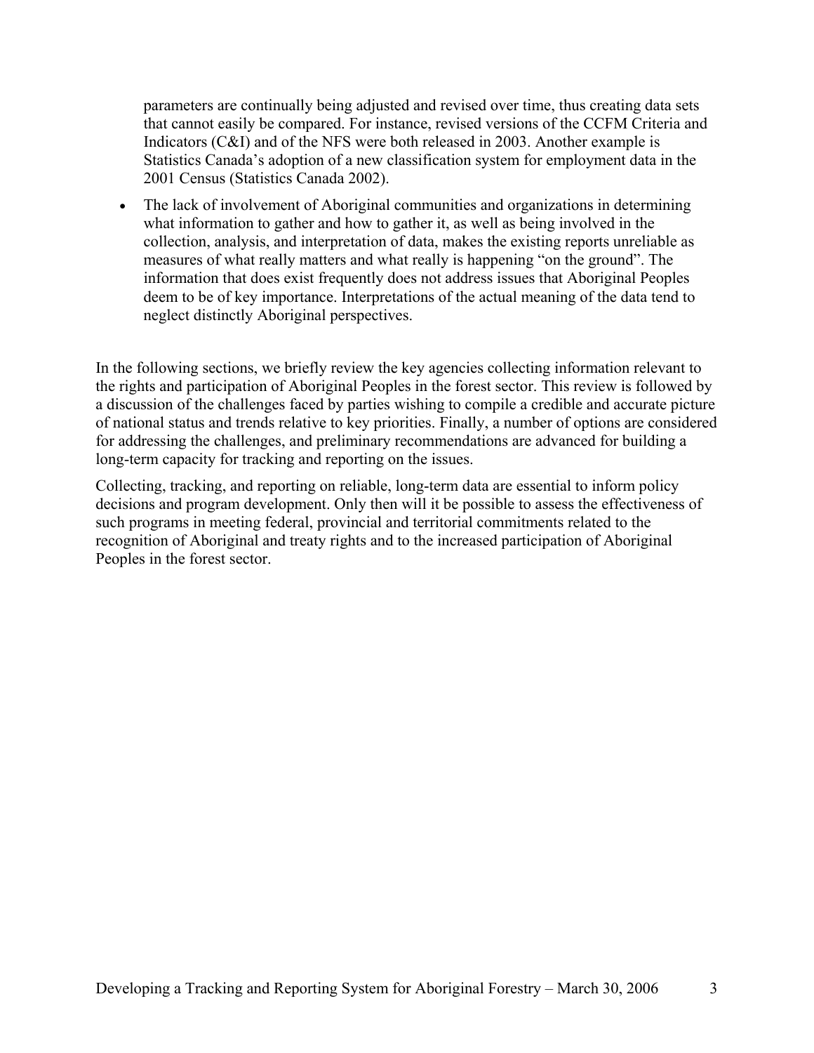parameters are continually being adjusted and revised over time, thus creating data sets that cannot easily be compared. For instance, revised versions of the CCFM Criteria and Indicators (C&I) and of the NFS were both released in 2003. Another example is Statistics Canada's adoption of a new classification system for employment data in the 2001 Census (Statistics Canada 2002).

- The lack of involvement of Aboriginal communities and organizations in determining what information to gather and how to gather it, as well as being involved in the collection, analysis, and interpretation of data, makes the existing reports unreliable as measures of what really matters and what really is happening "on the ground". The information that does exist frequently does not address issues that Aboriginal Peoples deem to be of key importance. Interpretations of the actual meaning of the data tend to neglect distinctly Aboriginal perspectives.

In the following sections, we briefly review the key agencies collecting information relevant to the rights and participation of Aboriginal Peoples in the forest sector. This review is followed by a discussion of the challenges faced by parties wishing to compile a credible and accurate picture of national status and trends relative to key priorities. Finally, a number of options are considered for addressing the challenges, and preliminary recommendations are advanced for building a long-term capacity for tracking and reporting on the issues.

Collecting, tracking, and reporting on reliable, long-term data are essential to inform policy decisions and program development. Only then will it be possible to assess the effectiveness of such programs in meeting federal, provincial and territorial commitments related to the recognition of Aboriginal and treaty rights and to the increased participation of Aboriginal Peoples in the forest sector.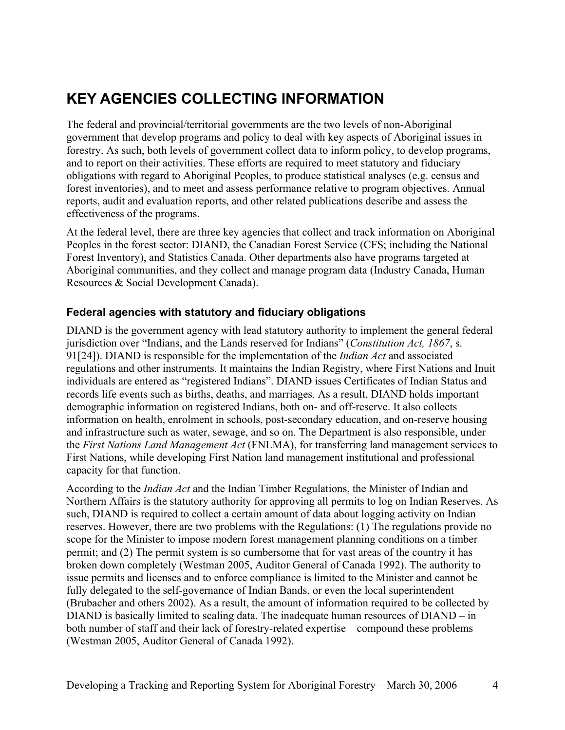# KEY AGENCIES COLLECTING INFORMATION

The federal and provincial/territorial governments are the two levels of non-Aboriginal government that develop programs and policy to deal with key aspects of Aboriginal issues in forestry. As such, both levels of government collect data to inform policy, to develop programs, and to report on their activities. These efforts are required to meet statutory and fiduciary obligations with regard to Aboriginal Peoples, to produce statistical analyses (e.g. census and forest inventories), and to meet and assess performance relative to program objectives. Annual reports, audit and evaluation reports, and other related publications describe and assess the effectiveness of the programs.

At the federal level, there are three key agencies that collect and track information on Aboriginal Peoples in the forest sector: DIAND, the Canadian Forest Service (CFS; including the National Forest Inventory), and Statistics Canada. Other departments also have programs targeted at Aboriginal communities, and they collect and manage program data (Industry Canada, Human Resources & Social Development Canada).

### Federal agencies with statutory and fiduciary obligations

DIAND is the government agency with lead statutory authority to implement the general federal jurisdiction over "Indians, and the Lands reserved for Indians" (*Constitution Act, 1867*, s. 91[24]). DIAND is responsible for the implementation of the *Indian Act* and associated regulations and other instruments. It maintains the Indian Registry, where First Nations and Inuit individuals are entered as "registered Indians". DIAND issues Certificates of Indian Status and records life events such as births, deaths, and marriages. As a result, DIAND holds important demographic information on registered Indians, both on- and off-reserve. It also collects information on health, enrolment in schools, post-secondary education, and on-reserve housing and infrastructure such as water, sewage, and so on. The Department is also responsible, under the *First Nations Land Management Act* (FNLMA), for transferring land management services to First Nations, while developing First Nation land management institutional and professional capacity for that function.

According to the *Indian Act* and the Indian Timber Regulations, the Minister of Indian and Northern Affairs is the statutory authority for approving all permits to log on Indian Reserves. As such, DIAND is required to collect a certain amount of data about logging activity on Indian reserves. However, there are two problems with the Regulations: (1) The regulations provide no scope for the Minister to impose modern forest management planning conditions on a timber permit; and (2) The permit system is so cumbersome that for vast areas of the country it has broken down completely (Westman 2005, Auditor General of Canada 1992). The authority to issue permits and licenses and to enforce compliance is limited to the Minister and cannot be fully delegated to the self-governance of Indian Bands, or even the local superintendent (Brubacher and others 2002). As a result, the amount of information required to be collected by DIAND is basically limited to scaling data. The inadequate human resources of DIAND – in both number of staff and their lack of forestry-related expertise – compound these problems (Westman 2005, Auditor General of Canada 1992).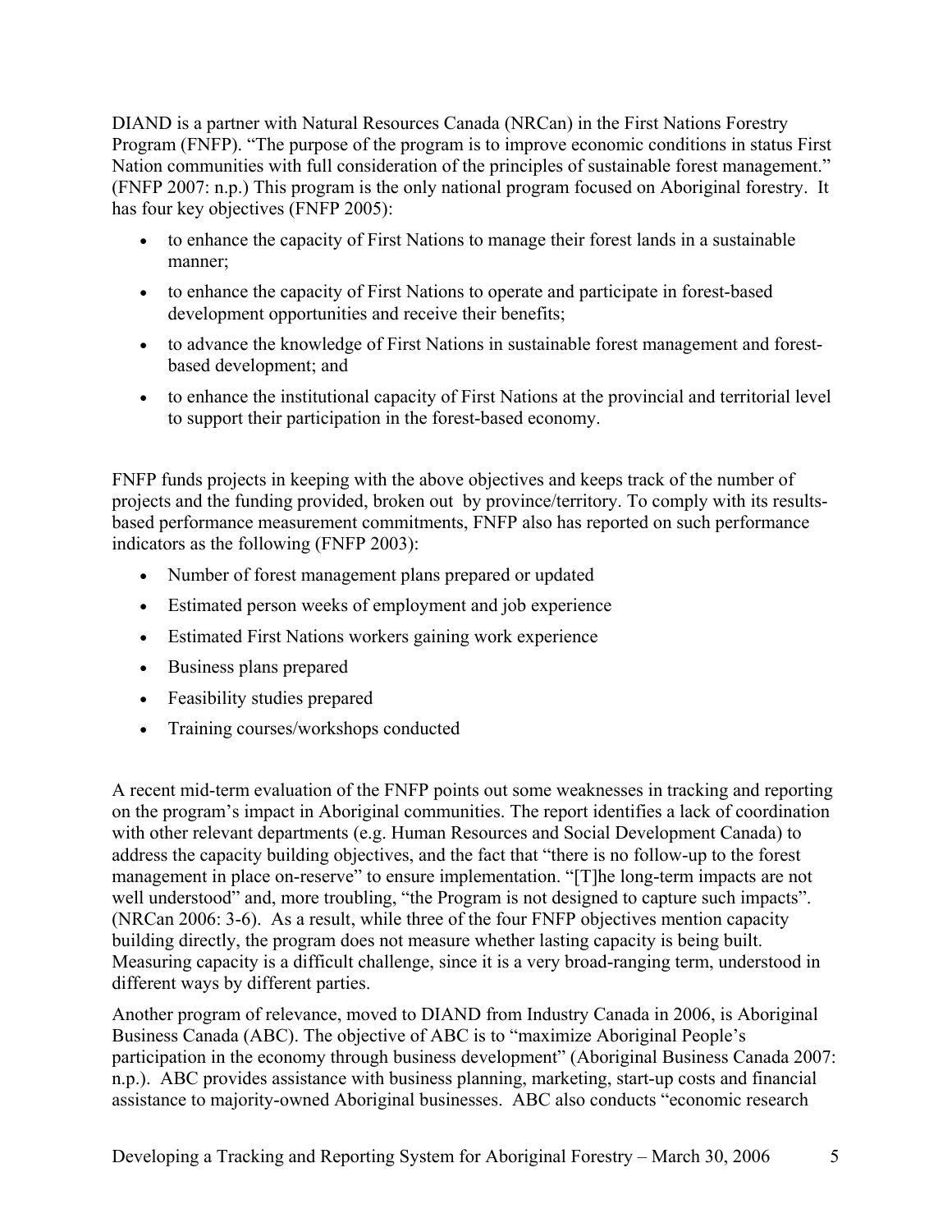DIAND is a partner with Natural Resources Canada (NRCan) in the First Nations Forestry Program (FNFP). "The purpose of the program is to improve economic conditions in status First Nation communities with full consideration of the principles of sustainable forest management." (FNFP 2007: n.p.) This program is the only national program focused on Aboriginal forestry. It has four key objectives (FNFP 2005):

- to enhance the capacity of First Nations to manage their forest lands in a sustainable manner;
- to enhance the capacity of First Nations to operate and participate in forest-based development opportunities and receive their benefits;
- to advance the knowledge of First Nations in sustainable forest management and forest-based development; and
- to enhance the institutional capacity of First Nations at the provincial and territorial level to support their participation in the forest-based economy.

FNFP funds projects in keeping with the above objectives and keeps track of the number of projects and the funding provided, broken out by province/territory. To comply with its results-based performance measurement commitments, FNFP also has reported on such performance indicators as the following (FNFP 2003):

- Number of forest management plans prepared or updated
- Estimated person weeks of employment and job experience
- Estimated First Nations workers gaining work experience
- Business plans prepared
- Feasibility studies prepared
- Training courses/workshops conducted

A recent mid-term evaluation of the FNFP points out some weaknesses in tracking and reporting on the program's impact in Aboriginal communities. The report identifies a lack of coordination with other relevant departments (e.g. Human Resources and Social Development Canada) to address the capacity building objectives, and the fact that "there is no follow-up to the forest management in place on-reserve" to ensure implementation. "[T]he long-term impacts are not well understood" and, more troubling, "the Program is not designed to capture such impacts". (NRCan 2006: 3-6). As a result, while three of the four FNFP objectives mention capacity building directly, the program does not measure whether lasting capacity is being built. Measuring capacity is a difficult challenge, since it is a very broad-ranging term, understood in different ways by different parties.

Another program of relevance, moved to DIAND from Industry Canada in 2006, is Aboriginal Business Canada (ABC). The objective of ABC is to "maximize Aboriginal People's participation in the economy through business development" (Aboriginal Business Canada 2007: n.p.). ABC provides assistance with business planning, marketing, start-up costs and financial assistance to majority-owned Aboriginal businesses. ABC also conducts "economic research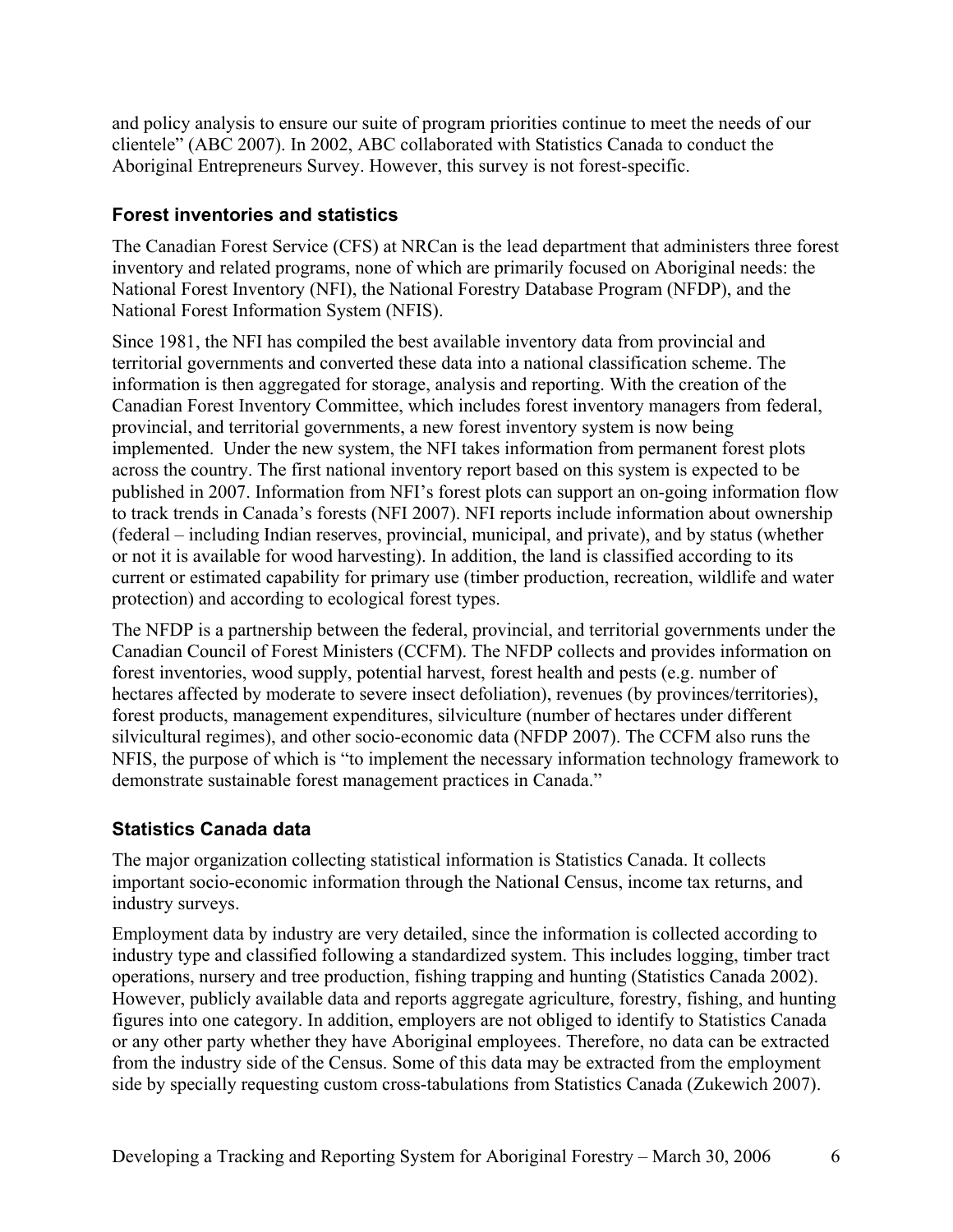and policy analysis to ensure our suite of program priorities continue to meet the needs of our clientele" (ABC 2007). In 2002, ABC collaborated with Statistics Canada to conduct the Aboriginal Entrepreneurs Survey. However, this survey is not forest-specific.

### Forest inventories and statistics

The Canadian Forest Service (CFS) at NRCan is the lead department that administers three forest inventory and related programs, none of which are primarily focused on Aboriginal needs: the National Forest Inventory (NFI), the National Forestry Database Program (NFDP), and the National Forest Information System (NFIS).

Since 1981, the NFI has compiled the best available inventory data from provincial and territorial governments and converted these data into a national classification scheme. The information is then aggregated for storage, analysis and reporting. With the creation of the Canadian Forest Inventory Committee, which includes forest inventory managers from federal, provincial, and territorial governments, a new forest inventory system is now being implemented. Under the new system, the NFI takes information from permanent forest plots across the country. The first national inventory report based on this system is expected to be published in 2007. Information from NFI's forest plots can support an on-going information flow to track trends in Canada's forests (NFI 2007). NFI reports include information about ownership (federal – including Indian reserves, provincial, municipal, and private), and by status (whether or not it is available for wood harvesting). In addition, the land is classified according to its current or estimated capability for primary use (timber production, recreation, wildlife and water protection) and according to ecological forest types.

The NFDP is a partnership between the federal, provincial, and territorial governments under the Canadian Council of Forest Ministers (CCFM). The NFDP collects and provides information on forest inventories, wood supply, potential harvest, forest health and pests (e.g. number of hectares affected by moderate to severe insect defoliation), revenues (by provinces/territories), forest products, management expenditures, silviculture (number of hectares under different silvicultural regimes), and other socio-economic data (NFDP 2007). The CCFM also runs the NFIS, the purpose of which is "to implement the necessary information technology framework to demonstrate sustainable forest management practices in Canada."

### Statistics Canada data

The major organization collecting statistical information is Statistics Canada. It collects important socio-economic information through the National Census, income tax returns, and industry surveys.

Employment data by industry are very detailed, since the information is collected according to industry type and classified following a standardized system. This includes logging, timber tract operations, nursery and tree production, fishing trapping and hunting (Statistics Canada 2002). However, publicly available data and reports aggregate agriculture, forestry, fishing, and hunting figures into one category. In addition, employers are not obliged to identify to Statistics Canada or any other party whether they have Aboriginal employees. Therefore, no data can be extracted from the industry side of the Census. Some of this data may be extracted from the employment side by specially requesting custom cross-tabulations from Statistics Canada (Zukewich 2007).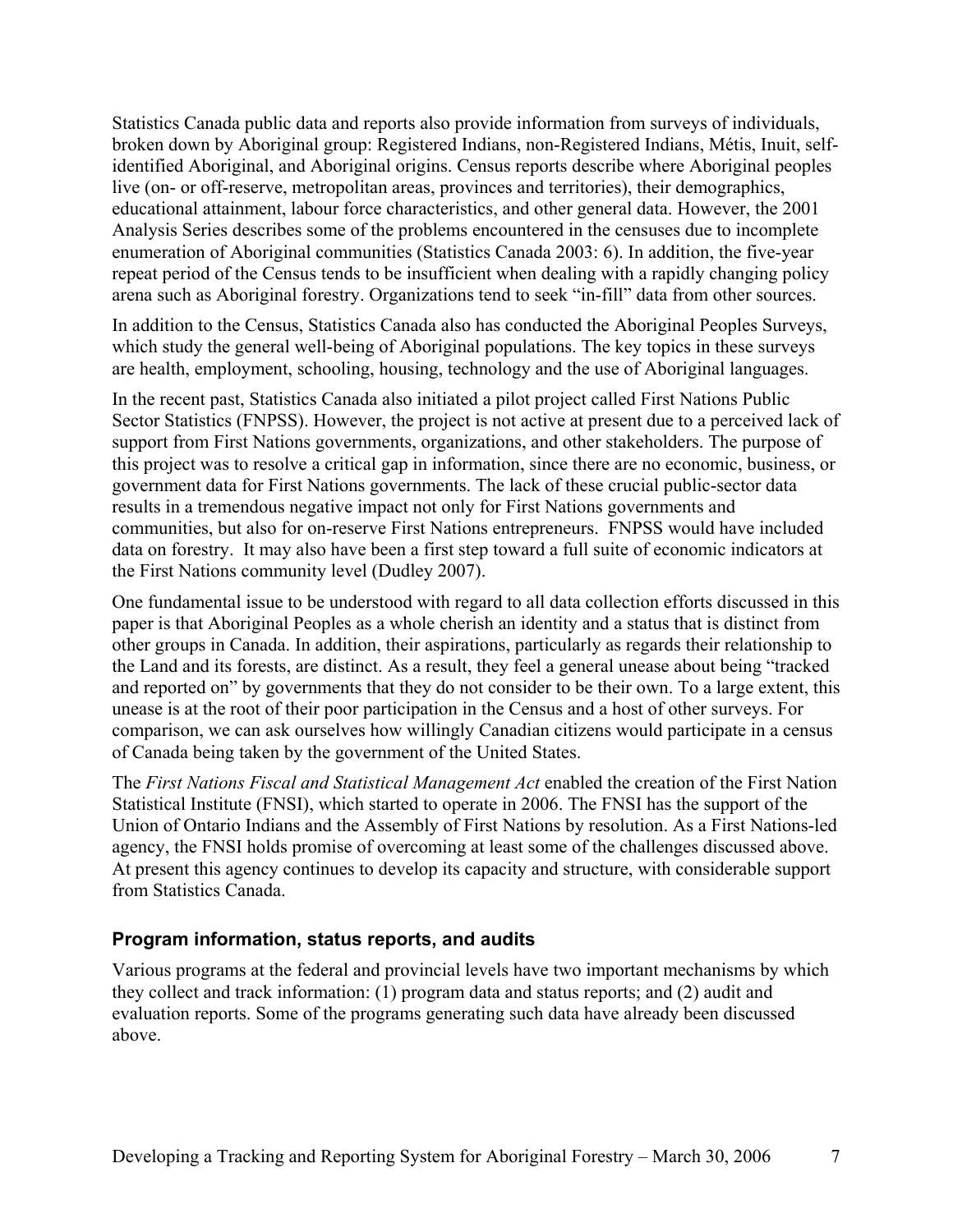Statistics Canada public data and reports also provide information from surveys of individuals, broken down by Aboriginal group: Registered Indians, non-Registered Indians, Métis, Inuit, self-identified Aboriginal, and Aboriginal origins. Census reports describe where Aboriginal peoples live (on- or off-reserve, metropolitan areas, provinces and territories), their demographics, educational attainment, labour force characteristics, and other general data. However, the 2001 Analysis Series describes some of the problems encountered in the censuses due to incomplete enumeration of Aboriginal communities (Statistics Canada 2003: 6). In addition, the five-year repeat period of the Census tends to be insufficient when dealing with a rapidly changing policy arena such as Aboriginal forestry. Organizations tend to seek "in-fill" data from other sources.

In addition to the Census, Statistics Canada also has conducted the Aboriginal Peoples Surveys, which study the general well-being of Aboriginal populations. The key topics in these surveys are health, employment, schooling, housing, technology and the use of Aboriginal languages.

In the recent past, Statistics Canada also initiated a pilot project called First Nations Public Sector Statistics (FNPSS). However, the project is not active at present due to a perceived lack of support from First Nations governments, organizations, and other stakeholders. The purpose of this project was to resolve a critical gap in information, since there are no economic, business, or government data for First Nations governments. The lack of these crucial public-sector data results in a tremendous negative impact not only for First Nations governments and communities, but also for on-reserve First Nations entrepreneurs. FNPSS would have included data on forestry. It may also have been a first step toward a full suite of economic indicators at the First Nations community level (Dudley 2007).

One fundamental issue to be understood with regard to all data collection efforts discussed in this paper is that Aboriginal Peoples as a whole cherish an identity and a status that is distinct from other groups in Canada. In addition, their aspirations, particularly as regards their relationship to the Land and its forests, are distinct. As a result, they feel a general unease about being "tracked and reported on" by governments that they do not consider to be their own. To a large extent, this unease is at the root of their poor participation in the Census and a host of other surveys. For comparison, we can ask ourselves how willingly Canadian citizens would participate in a census of Canada being taken by the government of the United States.

The *First Nations Fiscal and Statistical Management Act* enabled the creation of the First Nation Statistical Institute (FNSI), which started to operate in 2006. The FNSI has the support of the Union of Ontario Indians and the Assembly of First Nations by resolution. As a First Nations-led agency, the FNSI holds promise of overcoming at least some of the challenges discussed above. At present this agency continues to develop its capacity and structure, with considerable support from Statistics Canada.

### Program information, status reports, and audits

Various programs at the federal and provincial levels have two important mechanisms by which they collect and track information: (1) program data and status reports; and (2) audit and evaluation reports. Some of the programs generating such data have already been discussed above.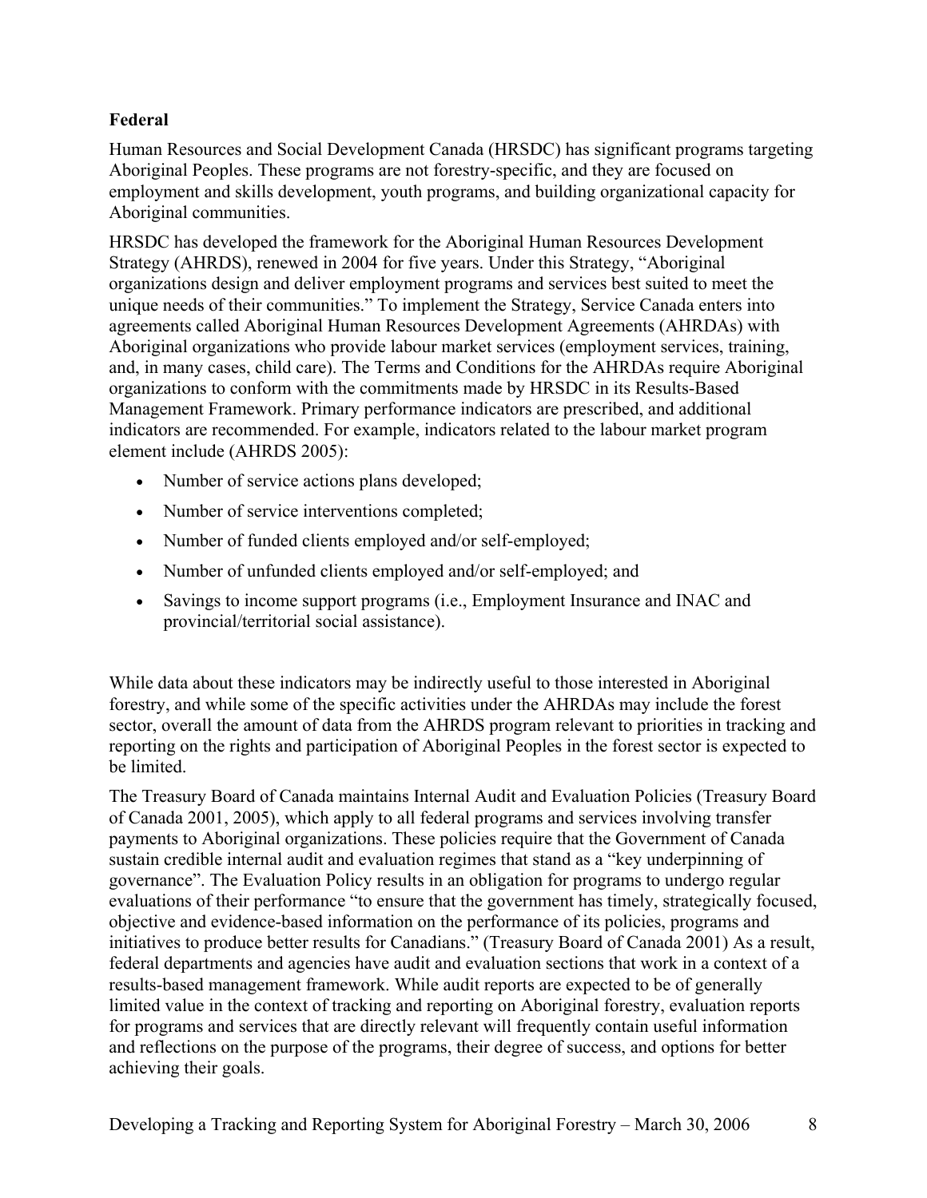### Federal

Human Resources and Social Development Canada (HRSDC) has significant programs targeting Aboriginal Peoples. These programs are not forestry-specific, and they are focused on employment and skills development, youth programs, and building organizational capacity for Aboriginal communities.

HRSDC has developed the framework for the Aboriginal Human Resources Development Strategy (AHRDS), renewed in 2004 for five years. Under this Strategy, "Aboriginal organizations design and deliver employment programs and services best suited to meet the unique needs of their communities." To implement the Strategy, Service Canada enters into agreements called Aboriginal Human Resources Development Agreements (AHRDAs) with Aboriginal organizations who provide labour market services (employment services, training, and, in many cases, child care). The Terms and Conditions for the AHRDAs require Aboriginal organizations to conform with the commitments made by HRSDC in its Results-Based Management Framework. Primary performance indicators are prescribed, and additional indicators are recommended. For example, indicators related to the labour market program element include (AHRDS 2005):

- Number of service actions plans developed;
- Number of service interventions completed;
- Number of funded clients employed and/or self-employed;
- Number of unfunded clients employed and/or self-employed; and
- Savings to income support programs (i.e., Employment Insurance and INAC and provincial/territorial social assistance).

While data about these indicators may be indirectly useful to those interested in Aboriginal forestry, and while some of the specific activities under the AHRDAs may include the forest sector, overall the amount of data from the AHRDS program relevant to priorities in tracking and reporting on the rights and participation of Aboriginal Peoples in the forest sector is expected to be limited.

The Treasury Board of Canada maintains Internal Audit and Evaluation Policies (Treasury Board of Canada 2001, 2005), which apply to all federal programs and services involving transfer payments to Aboriginal organizations. These policies require that the Government of Canada sustain credible internal audit and evaluation regimes that stand as a "key underpinning of governance". The Evaluation Policy results in an obligation for programs to undergo regular evaluations of their performance "to ensure that the government has timely, strategically focused, objective and evidence-based information on the performance of its policies, programs and initiatives to produce better results for Canadians." (Treasury Board of Canada 2001) As a result, federal departments and agencies have audit and evaluation sections that work in a context of a results-based management framework. While audit reports are expected to be of generally limited value in the context of tracking and reporting on Aboriginal forestry, evaluation reports for programs and services that are directly relevant will frequently contain useful information and reflections on the purpose of the programs, their degree of success, and options for better achieving their goals.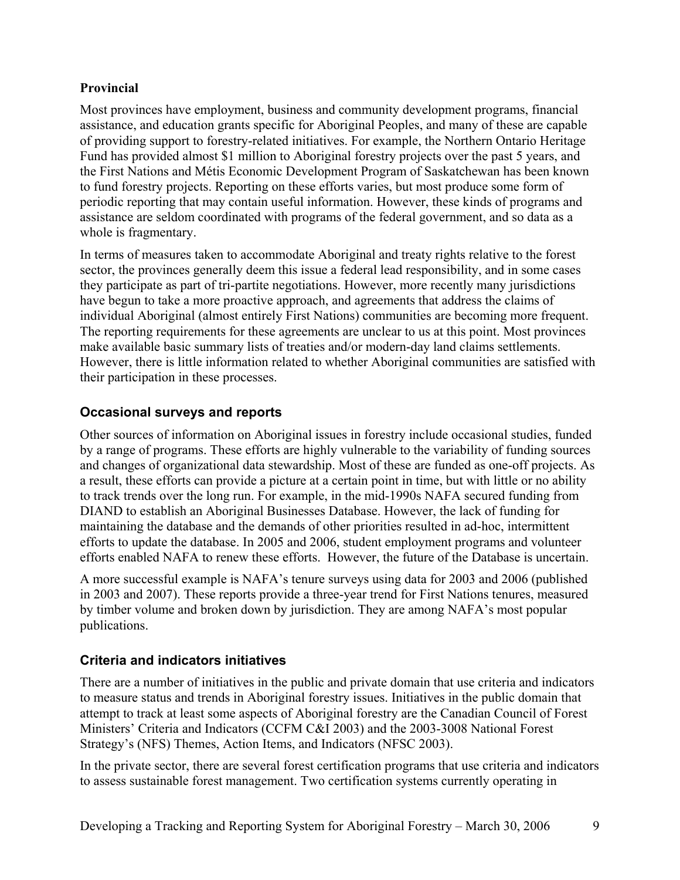**Provincial**

Most provinces have employment, business and community development programs, financial assistance, and education grants specific for Aboriginal Peoples, and many of these are capable of providing support to forestry-related initiatives. For example, the Northern Ontario Heritage Fund has provided almost $1 million to Aboriginal forestry projects over the past 5 years, and the First Nations and Métis Economic Development Program of Saskatchewan has been known to fund forestry projects. Reporting on these efforts varies, but most produce some form of periodic reporting that may contain useful information. However, these kinds of programs and assistance are seldom coordinated with programs of the federal government, and so data as a whole is fragmentary.

In terms of measures taken to accommodate Aboriginal and treaty rights relative to the forest sector, the provinces generally deem this issue a federal lead responsibility, and in some cases they participate as part of tri-partite negotiations. However, more recently many jurisdictions have begun to take a more proactive approach, and agreements that address the claims of individual Aboriginal (almost entirely First Nations) communities are becoming more frequent. The reporting requirements for these agreements are unclear to us at this point. Most provinces make available basic summary lists of treaties and/or modern-day land claims settlements. However, there is little information related to whether Aboriginal communities are satisfied with their participation in these processes.

## Occasional surveys and reports

Other sources of information on Aboriginal issues in forestry include occasional studies, funded by a range of programs. These efforts are highly vulnerable to the variability of funding sources and changes of organizational data stewardship. Most of these are funded as one-off projects. As a result, these efforts can provide a picture at a certain point in time, but with little or no ability to track trends over the long run. For example, in the mid-1990s NAFA secured funding from DIAND to establish an Aboriginal Businesses Database. However, the lack of funding for maintaining the database and the demands of other priorities resulted in ad-hoc, intermittent efforts to update the database. In 2005 and 2006, student employment programs and volunteer efforts enabled NAFA to renew these efforts. However, the future of the Database is uncertain.

A more successful example is NAFA's tenure surveys using data for 2003 and 2006 (published in 2003 and 2007). These reports provide a three-year trend for First Nations tenures, measured by timber volume and broken down by jurisdiction. They are among NAFA's most popular publications.

## Criteria and indicators initiatives

There are a number of initiatives in the public and private domain that use criteria and indicators to measure status and trends in Aboriginal forestry issues. Initiatives in the public domain that attempt to track at least some aspects of Aboriginal forestry are the Canadian Council of Forest Ministers' Criteria and Indicators (CCFM C&I 2003) and the 2003-3008 National Forest Strategy's (NFS) Themes, Action Items, and Indicators (NFSC 2003).

In the private sector, there are several forest certification programs that use criteria and indicators to assess sustainable forest management. Two certification systems currently operating in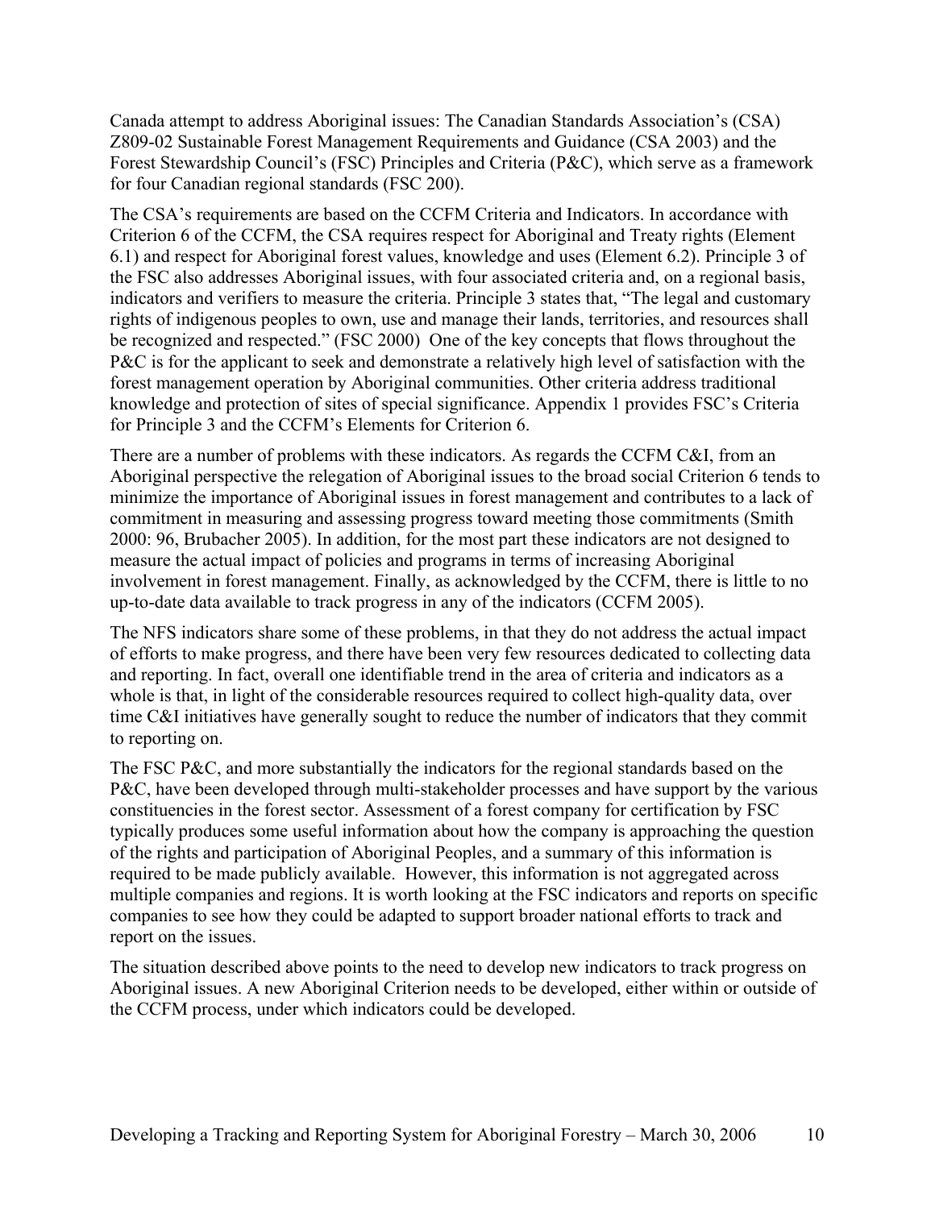Canada attempt to address Aboriginal issues: The Canadian Standards Association's (CSA) Z809-02 Sustainable Forest Management Requirements and Guidance (CSA 2003) and the Forest Stewardship Council's (FSC) Principles and Criteria (P&C), which serve as a framework for four Canadian regional standards (FSC 200).

The CSA's requirements are based on the CCFM Criteria and Indicators. In accordance with Criterion 6 of the CCFM, the CSA requires respect for Aboriginal and Treaty rights (Element 6.1) and respect for Aboriginal forest values, knowledge and uses (Element 6.2). Principle 3 of the FSC also addresses Aboriginal issues, with four associated criteria and, on a regional basis, indicators and verifiers to measure the criteria. Principle 3 states that, "The legal and customary rights of indigenous peoples to own, use and manage their lands, territories, and resources shall be recognized and respected." (FSC 2000) One of the key concepts that flows throughout the P&C is for the applicant to seek and demonstrate a relatively high level of satisfaction with the forest management operation by Aboriginal communities. Other criteria address traditional knowledge and protection of sites of special significance. Appendix 1 provides FSC's Criteria for Principle 3 and the CCFM's Elements for Criterion 6.

There are a number of problems with these indicators. As regards the CCFM C&I, from an Aboriginal perspective the relegation of Aboriginal issues to the broad social Criterion 6 tends to minimize the importance of Aboriginal issues in forest management and contributes to a lack of commitment in measuring and assessing progress toward meeting those commitments (Smith 2000: 96, Brubacher 2005). In addition, for the most part these indicators are not designed to measure the actual impact of policies and programs in terms of increasing Aboriginal involvement in forest management. Finally, as acknowledged by the CCFM, there is little to no up-to-date data available to track progress in any of the indicators (CCFM 2005).

The NFS indicators share some of these problems, in that they do not address the actual impact of efforts to make progress, and there have been very few resources dedicated to collecting data and reporting. In fact, overall one identifiable trend in the area of criteria and indicators as a whole is that, in light of the considerable resources required to collect high-quality data, over time C&I initiatives have generally sought to reduce the number of indicators that they commit to reporting on.

The FSC P&C, and more substantially the indicators for the regional standards based on the P&C, have been developed through multi-stakeholder processes and have support by the various constituencies in the forest sector. Assessment of a forest company for certification by FSC typically produces some useful information about how the company is approaching the question of the rights and participation of Aboriginal Peoples, and a summary of this information is required to be made publicly available. However, this information is not aggregated across multiple companies and regions. It is worth looking at the FSC indicators and reports on specific companies to see how they could be adapted to support broader national efforts to track and report on the issues.

The situation described above points to the need to develop new indicators to track progress on Aboriginal issues. A new Aboriginal Criterion needs to be developed, either within or outside of the CCFM process, under which indicators could be developed.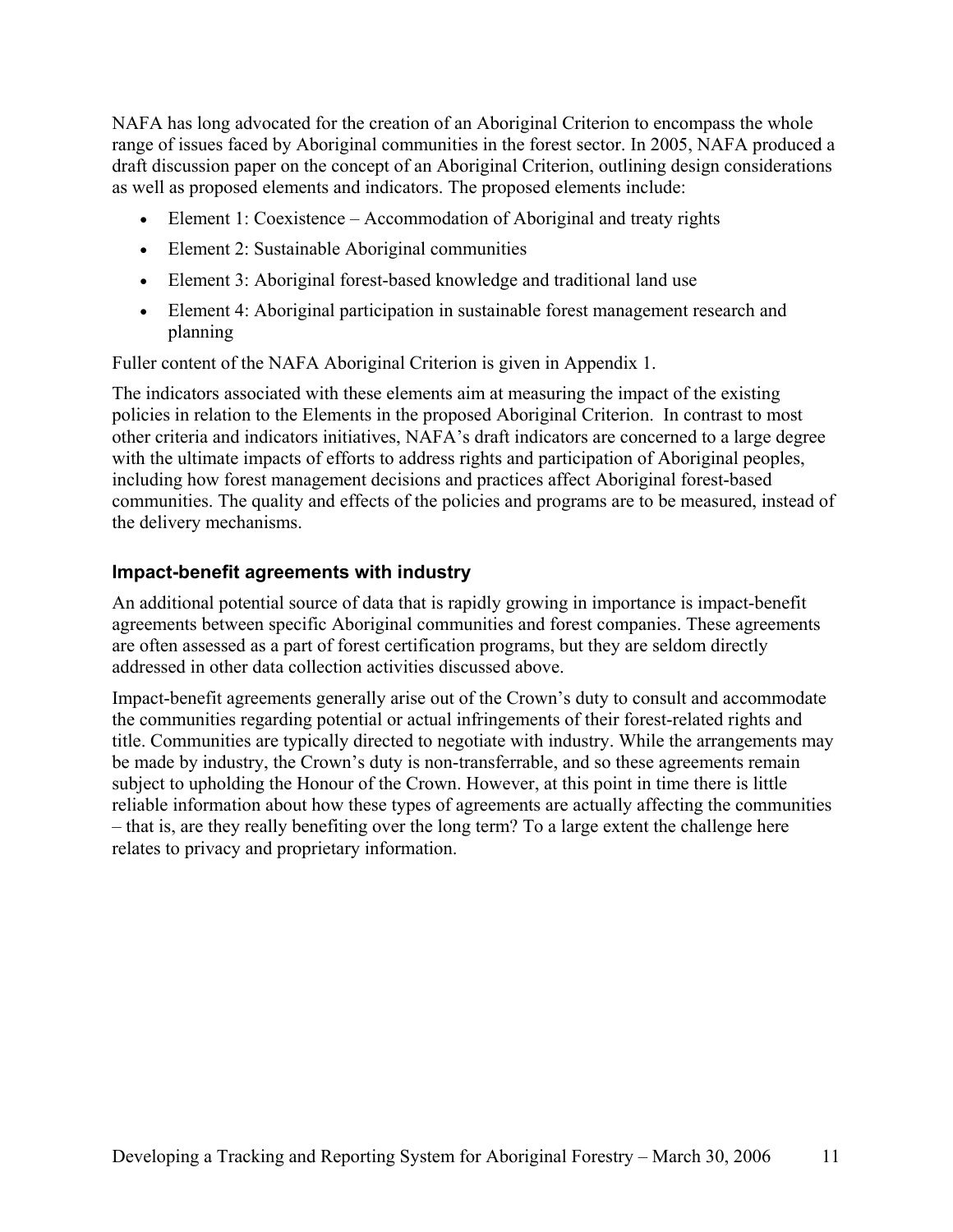NAFA has long advocated for the creation of an Aboriginal Criterion to encompass the whole range of issues faced by Aboriginal communities in the forest sector. In 2005, NAFA produced a draft discussion paper on the concept of an Aboriginal Criterion, outlining design considerations as well as proposed elements and indicators. The proposed elements include:

- Element 1: Coexistence – Accommodation of Aboriginal and treaty rights
- Element 2: Sustainable Aboriginal communities
- Element 3: Aboriginal forest-based knowledge and traditional land use
- Element 4: Aboriginal participation in sustainable forest management research and planning

Fuller content of the NAFA Aboriginal Criterion is given in Appendix 1.

The indicators associated with these elements aim at measuring the impact of the existing policies in relation to the Elements in the proposed Aboriginal Criterion. In contrast to most other criteria and indicators initiatives, NAFA's draft indicators are concerned to a large degree with the ultimate impacts of efforts to address rights and participation of Aboriginal peoples, including how forest management decisions and practices affect Aboriginal forest-based communities. The quality and effects of the policies and programs are to be measured, instead of the delivery mechanisms.

### Impact-benefit agreements with industry

An additional potential source of data that is rapidly growing in importance is impact-benefit agreements between specific Aboriginal communities and forest companies. These agreements are often assessed as a part of forest certification programs, but they are seldom directly addressed in other data collection activities discussed above.

Impact-benefit agreements generally arise out of the Crown's duty to consult and accommodate the communities regarding potential or actual infringements of their forest-related rights and title. Communities are typically directed to negotiate with industry. While the arrangements may be made by industry, the Crown's duty is non-transferrable, and so these agreements remain subject to upholding the Honour of the Crown. However, at this point in time there is little reliable information about how these types of agreements are actually affecting the communities – that is, are they really benefiting over the long term? To a large extent the challenge here relates to privacy and proprietary information.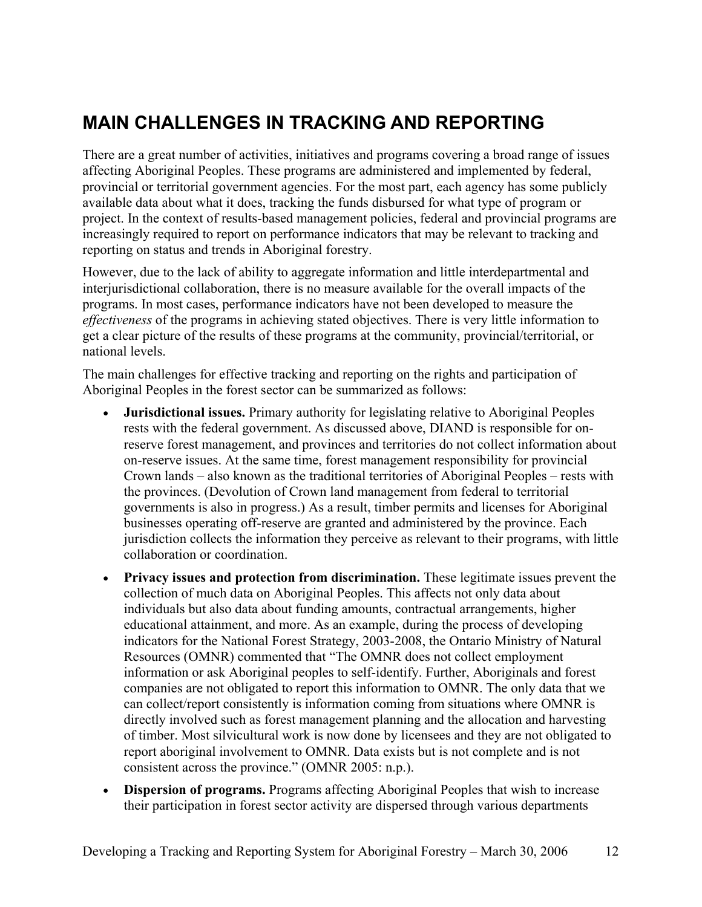# MAIN CHALLENGES IN TRACKING AND REPORTING

There are a great number of activities, initiatives and programs covering a broad range of issues affecting Aboriginal Peoples. These programs are administered and implemented by federal, provincial or territorial government agencies. For the most part, each agency has some publicly available data about what it does, tracking the funds disbursed for what type of program or project. In the context of results-based management policies, federal and provincial programs are increasingly required to report on performance indicators that may be relevant to tracking and reporting on status and trends in Aboriginal forestry.

However, due to the lack of ability to aggregate information and little interdepartmental and interjurisdictional collaboration, there is no measure available for the overall impacts of the programs. In most cases, performance indicators have not been developed to measure the *effectiveness* of the programs in achieving stated objectives. There is very little information to get a clear picture of the results of these programs at the community, provincial/territorial, or national levels.

The main challenges for effective tracking and reporting on the rights and participation of Aboriginal Peoples in the forest sector can be summarized as follows:

- **Jurisdictional issues.** Primary authority for legislating relative to Aboriginal Peoples rests with the federal government. As discussed above, DIAND is responsible for on-reserve forest management, and provinces and territories do not collect information about on-reserve issues. At the same time, forest management responsibility for provincial Crown lands – also known as the traditional territories of Aboriginal Peoples – rests with the provinces. (Devolution of Crown land management from federal to territorial governments is also in progress.) As a result, timber permits and licenses for Aboriginal businesses operating off-reserve are granted and administered by the province. Each jurisdiction collects the information they perceive as relevant to their programs, with little collaboration or coordination.
- **Privacy issues and protection from discrimination.** These legitimate issues prevent the collection of much data on Aboriginal Peoples. This affects not only data about individuals but also data about funding amounts, contractual arrangements, higher educational attainment, and more. As an example, during the process of developing indicators for the National Forest Strategy, 2003-2008, the Ontario Ministry of Natural Resources (OMNR) commented that "The OMNR does not collect employment information or ask Aboriginal peoples to self-identify. Further, Aboriginals and forest companies are not obligated to report this information to OMNR. The only data that we can collect/report consistently is information coming from situations where OMNR is directly involved such as forest management planning and the allocation and harvesting of timber. Most silvicultural work is now done by licensees and they are not obligated to report aboriginal involvement to OMNR. Data exists but is not complete and is not consistent across the province." (OMNR 2005: n.p.).
- **Dispersion of programs.** Programs affecting Aboriginal Peoples that wish to increase their participation in forest sector activity are dispersed through various departments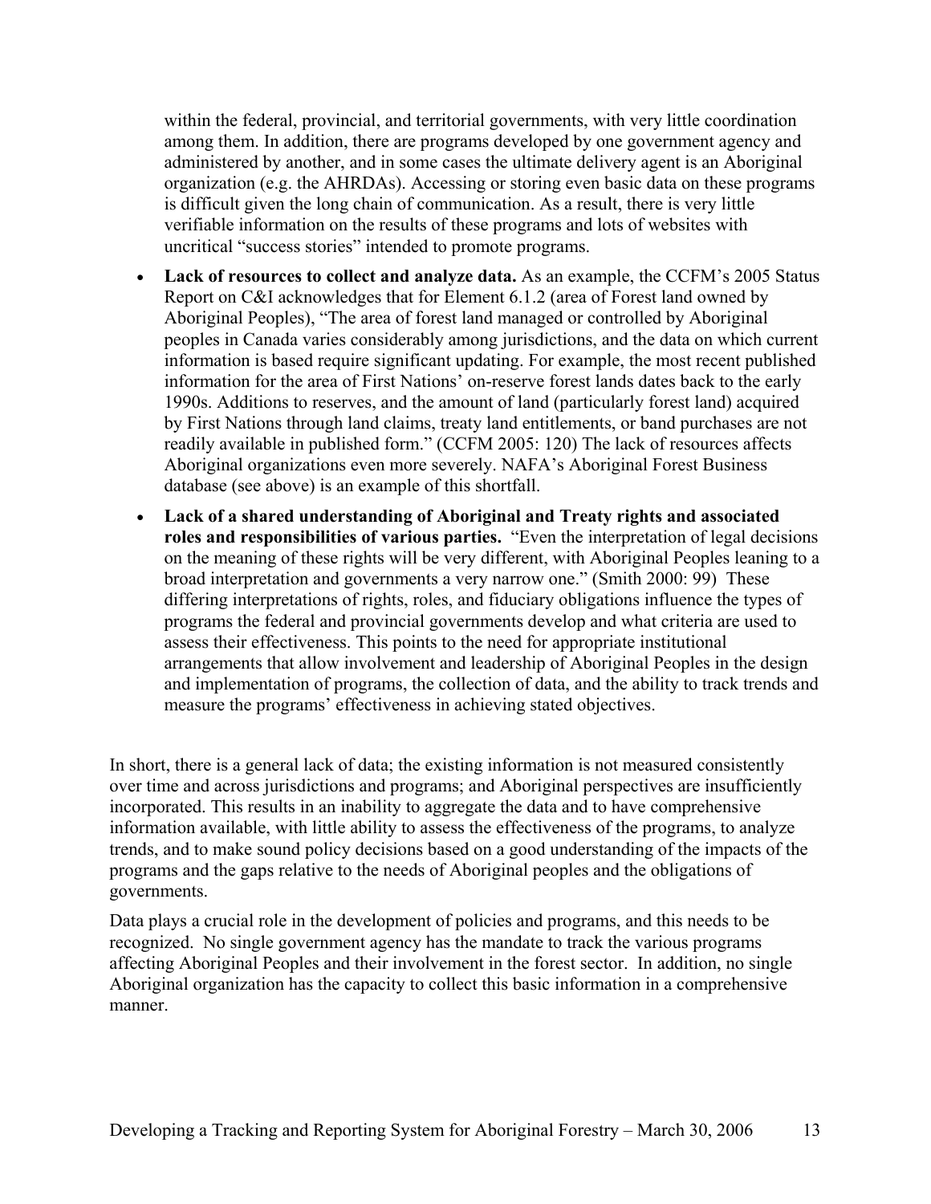within the federal, provincial, and territorial governments, with very little coordination among them. In addition, there are programs developed by one government agency and administered by another, and in some cases the ultimate delivery agent is an Aboriginal organization (e.g. the AHRDAs). Accessing or storing even basic data on these programs is difficult given the long chain of communication. As a result, there is very little verifiable information on the results of these programs and lots of websites with uncritical "success stories" intended to promote programs.

- **Lack of resources to collect and analyze data.** As an example, the CCFM's 2005 Status Report on C&I acknowledges that for Element 6.1.2 (area of Forest land owned by Aboriginal Peoples), "The area of forest land managed or controlled by Aboriginal peoples in Canada varies considerably among jurisdictions, and the data on which current information is based require significant updating. For example, the most recent published information for the area of First Nations' on-reserve forest lands dates back to the early 1990s. Additions to reserves, and the amount of land (particularly forest land) acquired by First Nations through land claims, treaty land entitlements, or band purchases are not readily available in published form." (CCFM 2005: 120) The lack of resources affects Aboriginal organizations even more severely. NAFA's Aboriginal Forest Business database (see above) is an example of this shortfall.
- **Lack of a shared understanding of Aboriginal and Treaty rights and associated roles and responsibilities of various parties.** "Even the interpretation of legal decisions on the meaning of these rights will be very different, with Aboriginal Peoples leaning to a broad interpretation and governments a very narrow one." (Smith 2000: 99) These differing interpretations of rights, roles, and fiduciary obligations influence the types of programs the federal and provincial governments develop and what criteria are used to assess their effectiveness. This points to the need for appropriate institutional arrangements that allow involvement and leadership of Aboriginal Peoples in the design and implementation of programs, the collection of data, and the ability to track trends and measure the programs' effectiveness in achieving stated objectives.

In short, there is a general lack of data; the existing information is not measured consistently over time and across jurisdictions and programs; and Aboriginal perspectives are insufficiently incorporated. This results in an inability to aggregate the data and to have comprehensive information available, with little ability to assess the effectiveness of the programs, to analyze trends, and to make sound policy decisions based on a good understanding of the impacts of the programs and the gaps relative to the needs of Aboriginal peoples and the obligations of governments.

Data plays a crucial role in the development of policies and programs, and this needs to be recognized. No single government agency has the mandate to track the various programs affecting Aboriginal Peoples and their involvement in the forest sector. In addition, no single Aboriginal organization has the capacity to collect this basic information in a comprehensive manner.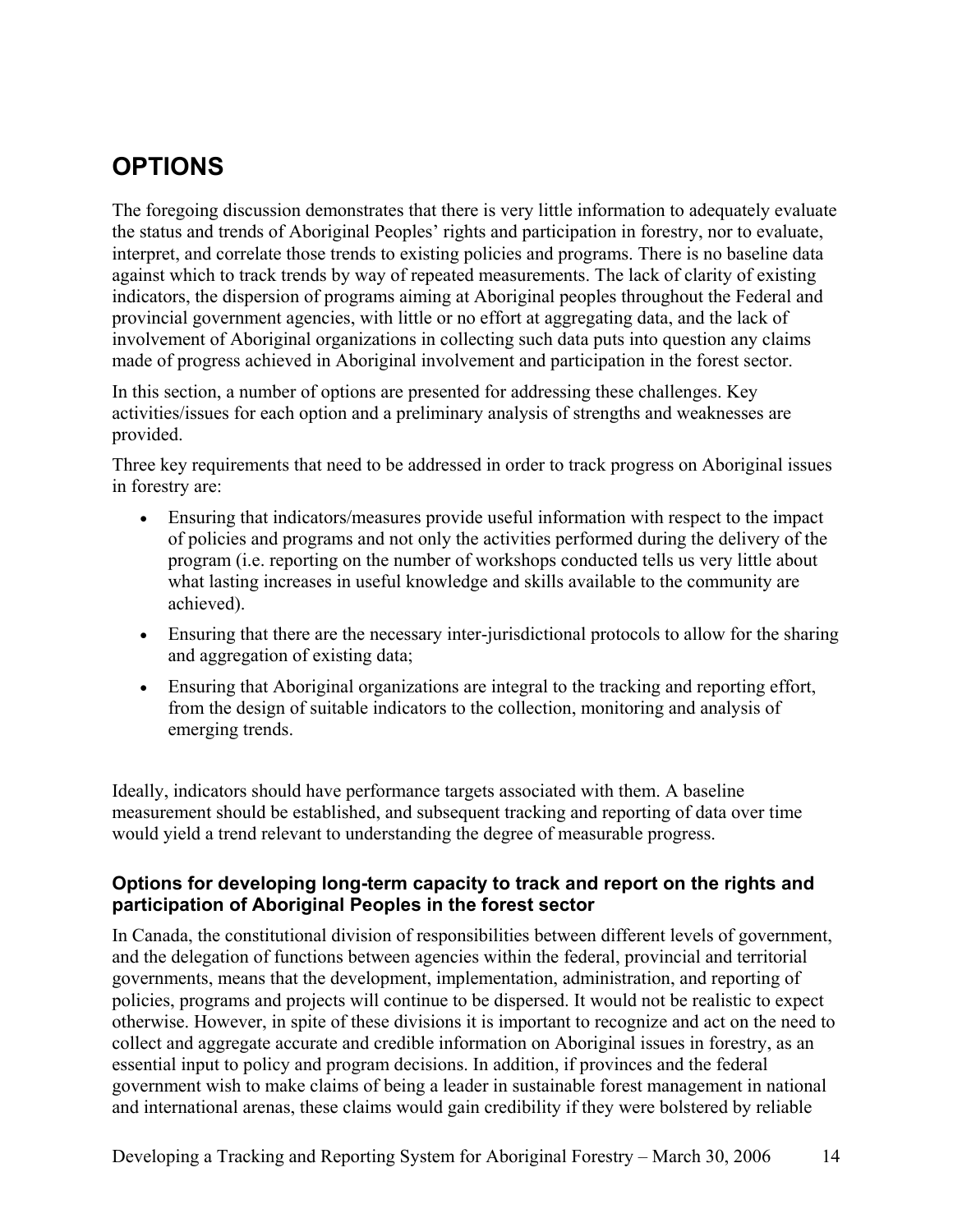# OPTIONS

The foregoing discussion demonstrates that there is very little information to adequately evaluate the status and trends of Aboriginal Peoples' rights and participation in forestry, nor to evaluate, interpret, and correlate those trends to existing policies and programs. There is no baseline data against which to track trends by way of repeated measurements. The lack of clarity of existing indicators, the dispersion of programs aiming at Aboriginal peoples throughout the Federal and provincial government agencies, with little or no effort at aggregating data, and the lack of involvement of Aboriginal organizations in collecting such data puts into question any claims made of progress achieved in Aboriginal involvement and participation in the forest sector.

In this section, a number of options are presented for addressing these challenges. Key activities/issues for each option and a preliminary analysis of strengths and weaknesses are provided.

Three key requirements that need to be addressed in order to track progress on Aboriginal issues in forestry are:

- Ensuring that indicators/measures provide useful information with respect to the impact of policies and programs and not only the activities performed during the delivery of the program (i.e. reporting on the number of workshops conducted tells us very little about what lasting increases in useful knowledge and skills available to the community are achieved).
- Ensuring that there are the necessary inter-jurisdictional protocols to allow for the sharing and aggregation of existing data;
- Ensuring that Aboriginal organizations are integral to the tracking and reporting effort, from the design of suitable indicators to the collection, monitoring and analysis of emerging trends.

Ideally, indicators should have performance targets associated with them. A baseline measurement should be established, and subsequent tracking and reporting of data over time would yield a trend relevant to understanding the degree of measurable progress.

### Options for developing long-term capacity to track and report on the rights and participation of Aboriginal Peoples in the forest sector

In Canada, the constitutional division of responsibilities between different levels of government, and the delegation of functions between agencies within the federal, provincial and territorial governments, means that the development, implementation, administration, and reporting of policies, programs and projects will continue to be dispersed. It would not be realistic to expect otherwise. However, in spite of these divisions it is important to recognize and act on the need to collect and aggregate accurate and credible information on Aboriginal issues in forestry, as an essential input to policy and program decisions. In addition, if provinces and the federal government wish to make claims of being a leader in sustainable forest management in national and international arenas, these claims would gain credibility if they were bolstered by reliable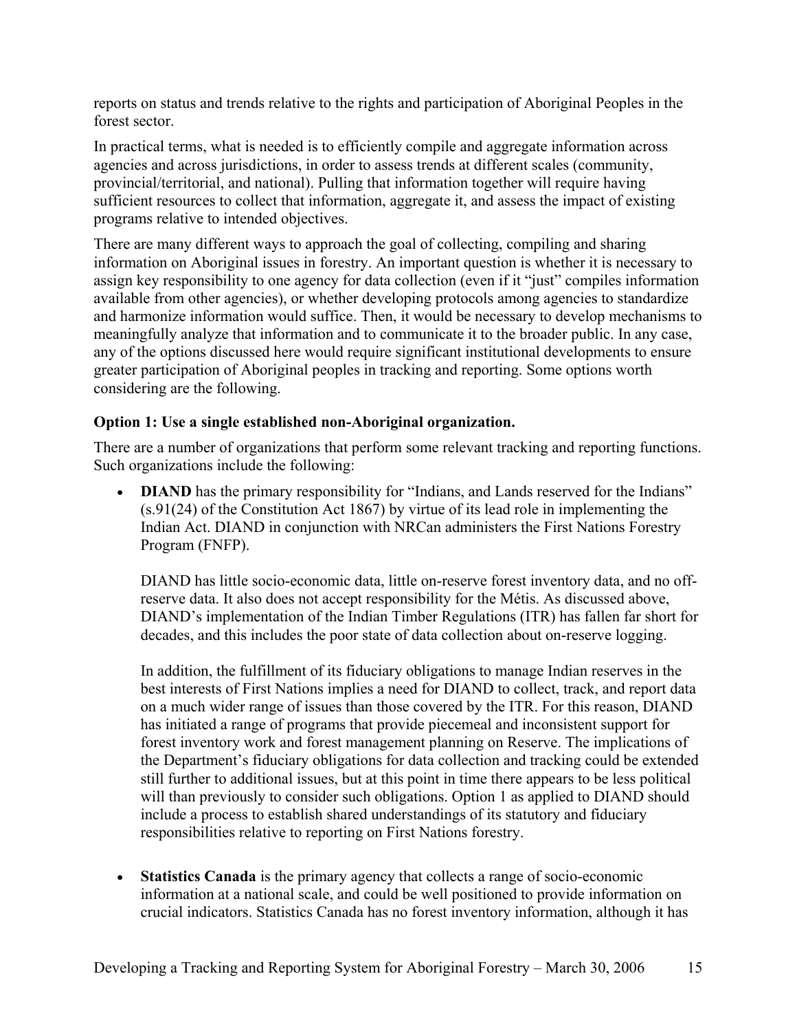reports on status and trends relative to the rights and participation of Aboriginal Peoples in the forest sector.

In practical terms, what is needed is to efficiently compile and aggregate information across agencies and across jurisdictions, in order to assess trends at different scales (community, provincial/territorial, and national). Pulling that information together will require having sufficient resources to collect that information, aggregate it, and assess the impact of existing programs relative to intended objectives.

There are many different ways to approach the goal of collecting, compiling and sharing information on Aboriginal issues in forestry. An important question is whether it is necessary to assign key responsibility to one agency for data collection (even if it "just" compiles information available from other agencies), or whether developing protocols among agencies to standardize and harmonize information would suffice. Then, it would be necessary to develop mechanisms to meaningfully analyze that information and to communicate it to the broader public. In any case, any of the options discussed here would require significant institutional developments to ensure greater participation of Aboriginal peoples in tracking and reporting. Some options worth considering are the following.

**Option 1: Use a single established non-Aboriginal organization.**

There are a number of organizations that perform some relevant tracking and reporting functions. Such organizations include the following:

- **DIAND** has the primary responsibility for "Indians, and Lands reserved for the Indians" (s.91(24) of the Constitution Act 1867) by virtue of its lead role in implementing the Indian Act. DIAND in conjunction with NRCan administers the First Nations Forestry Program (FNFP).

  DIAND has little socio-economic data, little on-reserve forest inventory data, and no off-reserve data. It also does not accept responsibility for the Métis. As discussed above, DIAND's implementation of the Indian Timber Regulations (ITR) has fallen far short for decades, and this includes the poor state of data collection about on-reserve logging.

  In addition, the fulfillment of its fiduciary obligations to manage Indian reserves in the best interests of First Nations implies a need for DIAND to collect, track, and report data on a much wider range of issues than those covered by the ITR. For this reason, DIAND has initiated a range of programs that provide piecemeal and inconsistent support for forest inventory work and forest management planning on Reserve. The implications of the Department's fiduciary obligations for data collection and tracking could be extended still further to additional issues, but at this point in time there appears to be less political will than previously to consider such obligations. Option 1 as applied to DIAND should include a process to establish shared understandings of its statutory and fiduciary responsibilities relative to reporting on First Nations forestry.

- **Statistics Canada** is the primary agency that collects a range of socio-economic information at a national scale, and could be well positioned to provide information on crucial indicators. Statistics Canada has no forest inventory information, although it has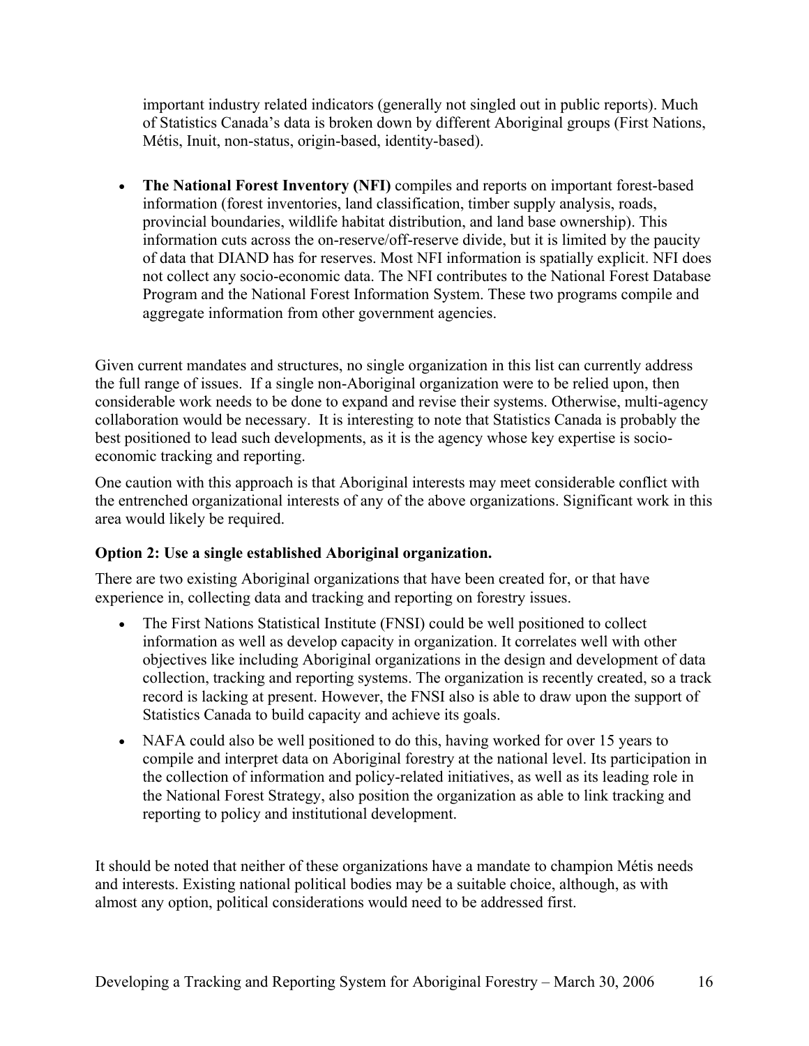important industry related indicators (generally not singled out in public reports). Much of Statistics Canada's data is broken down by different Aboriginal groups (First Nations, Métis, Inuit, non-status, origin-based, identity-based).

- **The National Forest Inventory (NFI)** compiles and reports on important forest-based information (forest inventories, land classification, timber supply analysis, roads, provincial boundaries, wildlife habitat distribution, and land base ownership). This information cuts across the on-reserve/off-reserve divide, but it is limited by the paucity of data that DIAND has for reserves. Most NFI information is spatially explicit. NFI does not collect any socio-economic data. The NFI contributes to the National Forest Database Program and the National Forest Information System. These two programs compile and aggregate information from other government agencies.

Given current mandates and structures, no single organization in this list can currently address the full range of issues. If a single non-Aboriginal organization were to be relied upon, then considerable work needs to be done to expand and revise their systems. Otherwise, multi-agency collaboration would be necessary. It is interesting to note that Statistics Canada is probably the best positioned to lead such developments, as it is the agency whose key expertise is socio-economic tracking and reporting.

One caution with this approach is that Aboriginal interests may meet considerable conflict with the entrenched organizational interests of any of the above organizations. Significant work in this area would likely be required.

**Option 2: Use a single established Aboriginal organization.**

There are two existing Aboriginal organizations that have been created for, or that have experience in, collecting data and tracking and reporting on forestry issues.

- The First Nations Statistical Institute (FNSI) could be well positioned to collect information as well as develop capacity in organization. It correlates well with other objectives like including Aboriginal organizations in the design and development of data collection, tracking and reporting systems. The organization is recently created, so a track record is lacking at present. However, the FNSI also is able to draw upon the support of Statistics Canada to build capacity and achieve its goals.
- NAFA could also be well positioned to do this, having worked for over 15 years to compile and interpret data on Aboriginal forestry at the national level. Its participation in the collection of information and policy-related initiatives, as well as its leading role in the National Forest Strategy, also position the organization as able to link tracking and reporting to policy and institutional development.

It should be noted that neither of these organizations have a mandate to champion Métis needs and interests. Existing national political bodies may be a suitable choice, although, as with almost any option, political considerations would need to be addressed first.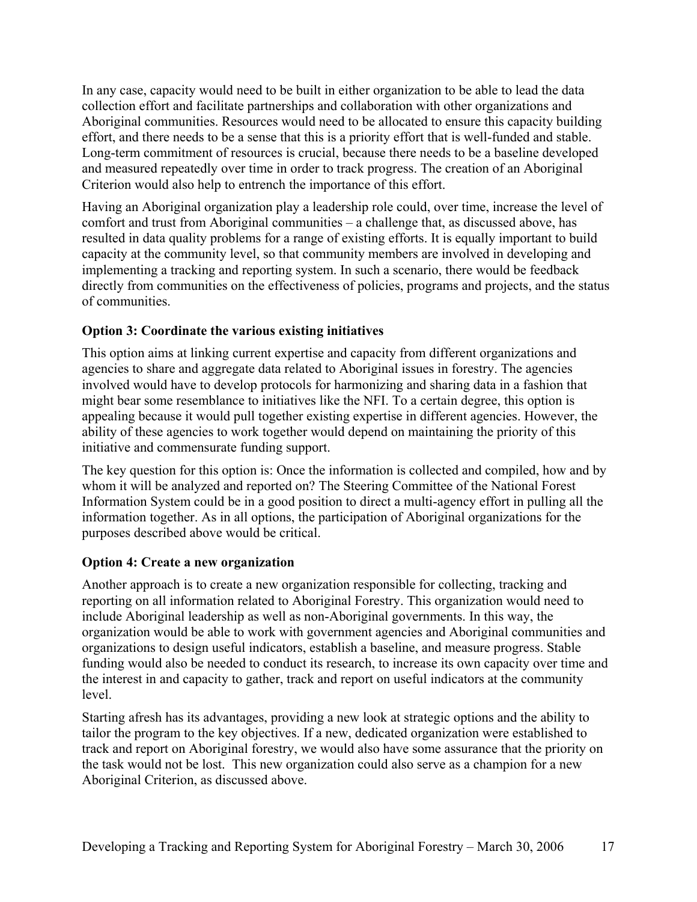In any case, capacity would need to be built in either organization to be able to lead the data collection effort and facilitate partnerships and collaboration with other organizations and Aboriginal communities. Resources would need to be allocated to ensure this capacity building effort, and there needs to be a sense that this is a priority effort that is well-funded and stable. Long-term commitment of resources is crucial, because there needs to be a baseline developed and measured repeatedly over time in order to track progress. The creation of an Aboriginal Criterion would also help to entrench the importance of this effort.

Having an Aboriginal organization play a leadership role could, over time, increase the level of comfort and trust from Aboriginal communities – a challenge that, as discussed above, has resulted in data quality problems for a range of existing efforts. It is equally important to build capacity at the community level, so that community members are involved in developing and implementing a tracking and reporting system. In such a scenario, there would be feedback directly from communities on the effectiveness of policies, programs and projects, and the status of communities.

### Option 3: Coordinate the various existing initiatives

This option aims at linking current expertise and capacity from different organizations and agencies to share and aggregate data related to Aboriginal issues in forestry. The agencies involved would have to develop protocols for harmonizing and sharing data in a fashion that might bear some resemblance to initiatives like the NFI. To a certain degree, this option is appealing because it would pull together existing expertise in different agencies. However, the ability of these agencies to work together would depend on maintaining the priority of this initiative and commensurate funding support.

The key question for this option is: Once the information is collected and compiled, how and by whom it will be analyzed and reported on? The Steering Committee of the National Forest Information System could be in a good position to direct a multi-agency effort in pulling all the information together. As in all options, the participation of Aboriginal organizations for the purposes described above would be critical.

### Option 4: Create a new organization

Another approach is to create a new organization responsible for collecting, tracking and reporting on all information related to Aboriginal Forestry. This organization would need to include Aboriginal leadership as well as non-Aboriginal governments. In this way, the organization would be able to work with government agencies and Aboriginal communities and organizations to design useful indicators, establish a baseline, and measure progress. Stable funding would also be needed to conduct its research, to increase its own capacity over time and the interest in and capacity to gather, track and report on useful indicators at the community level.

Starting afresh has its advantages, providing a new look at strategic options and the ability to tailor the program to the key objectives. If a new, dedicated organization were established to track and report on Aboriginal forestry, we would also have some assurance that the priority on the task would not be lost. This new organization could also serve as a champion for a new Aboriginal Criterion, as discussed above.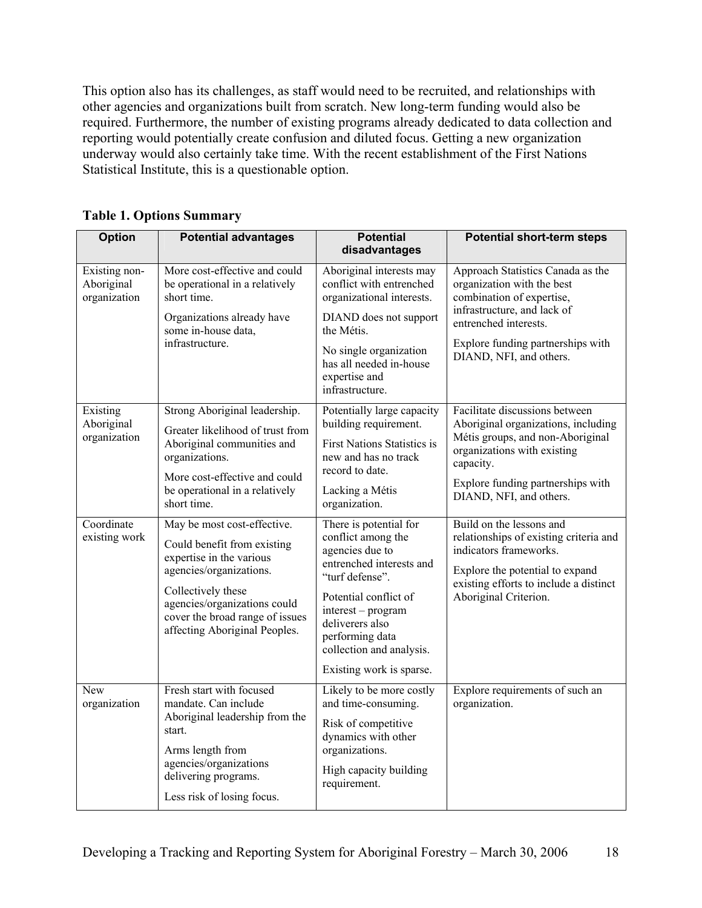This option also has its challenges, as staff would need to be recruited, and relationships with other agencies and organizations built from scratch. New long-term funding would also be required. Furthermore, the number of existing programs already dedicated to data collection and reporting would potentially create confusion and diluted focus. Getting a new organization underway would also certainly take time. With the recent establishment of the First Nations Statistical Institute, this is a questionable option.

**Table 1. Options Summary**

| Option | Potential advantages | Potential disadvantages | Potential short-term steps |
|---|---|---|---|
| Existing non-Aboriginal organization | More cost-effective and could be operational in a relatively short time.<br><br>Organizations already have some in-house data, infrastructure. | Aboriginal interests may conflict with entrenched organizational interests.<br><br>DIAND does not support the Métis.<br><br>No single organization has all needed in-house expertise and infrastructure. | Approach Statistics Canada as the organization with the best combination of expertise, infrastructure, and lack of entrenched interests.<br><br>Explore funding partnerships with DIAND, NFI, and others. |
| Existing Aboriginal organization | Strong Aboriginal leadership.<br><br>Greater likelihood of trust from Aboriginal communities and organizations.<br><br>More cost-effective and could be operational in a relatively short time. | Potentially large capacity building requirement.<br><br>First Nations Statistics is new and has no track record to date.<br><br>Lacking a Métis organization. | Facilitate discussions between Aboriginal organizations, including Métis groups, and non-Aboriginal organizations with existing capacity.<br><br>Explore funding partnerships with DIAND, NFI, and others. |
| Coordinate existing work | May be most cost-effective.<br><br>Could benefit from existing expertise in the various agencies/organizations.<br><br>Collectively these agencies/organizations could cover the broad range of issues affecting Aboriginal Peoples. | There is potential for conflict among the agencies due to entrenched interests and "turf defense".<br><br>Potential conflict of interest – program deliverers also performing data collection and analysis.<br><br>Existing work is sparse. | Build on the lessons and relationships of existing criteria and indicators frameworks.<br><br>Explore the potential to expand existing efforts to include a distinct Aboriginal Criterion. |
| New organization | Fresh start with focused mandate. Can include Aboriginal leadership from the start.<br><br>Arms length from agencies/organizations delivering programs.<br><br>Less risk of losing focus. | Likely to be more costly and time-consuming.<br><br>Risk of competitive dynamics with other organizations.<br><br>High capacity building requirement. | Explore requirements of such an organization. |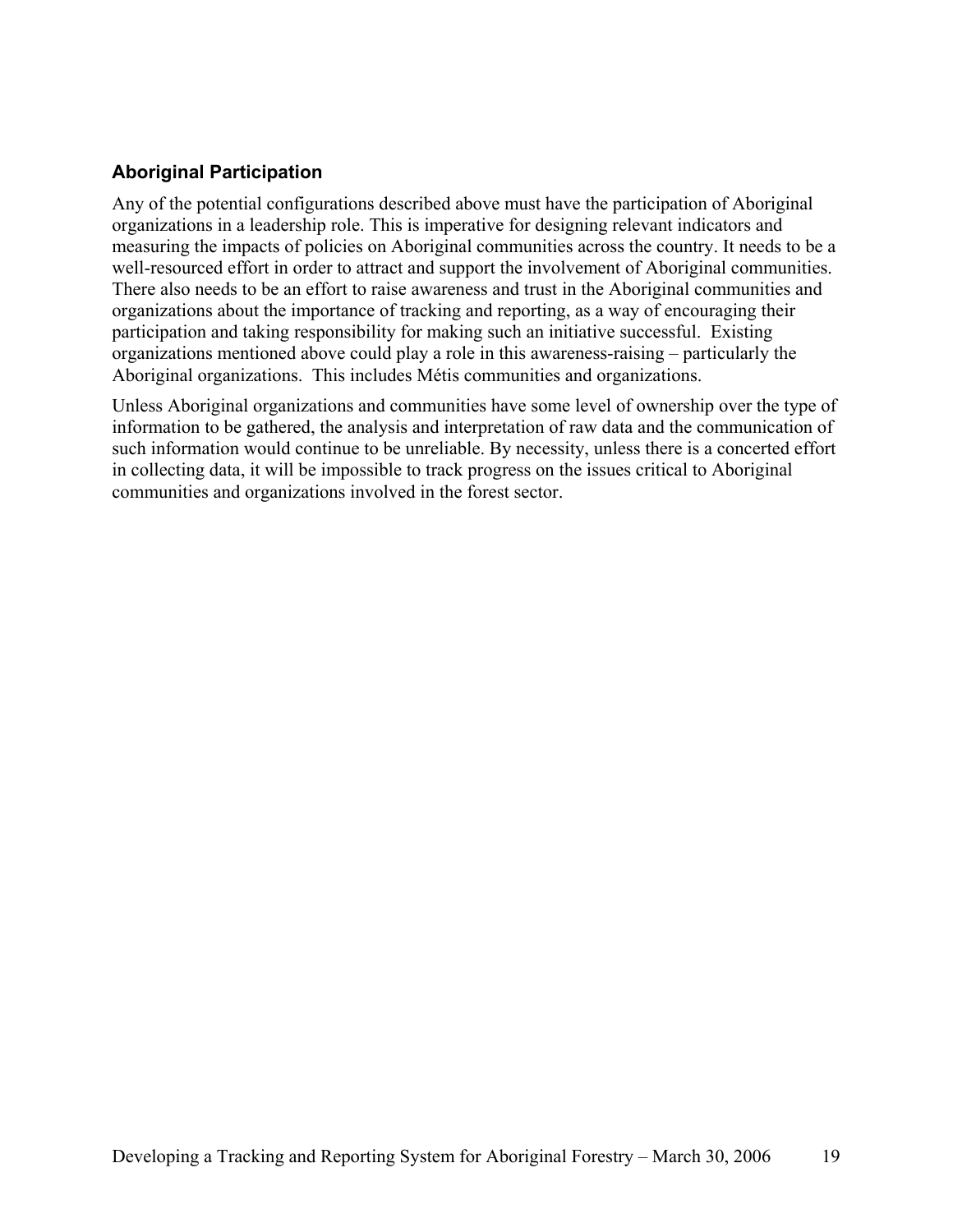## Aboriginal Participation

Any of the potential configurations described above must have the participation of Aboriginal organizations in a leadership role. This is imperative for designing relevant indicators and measuring the impacts of policies on Aboriginal communities across the country. It needs to be a well-resourced effort in order to attract and support the involvement of Aboriginal communities. There also needs to be an effort to raise awareness and trust in the Aboriginal communities and organizations about the importance of tracking and reporting, as a way of encouraging their participation and taking responsibility for making such an initiative successful. Existing organizations mentioned above could play a role in this awareness-raising – particularly the Aboriginal organizations. This includes Métis communities and organizations.

Unless Aboriginal organizations and communities have some level of ownership over the type of information to be gathered, the analysis and interpretation of raw data and the communication of such information would continue to be unreliable. By necessity, unless there is a concerted effort in collecting data, it will be impossible to track progress on the issues critical to Aboriginal communities and organizations involved in the forest sector.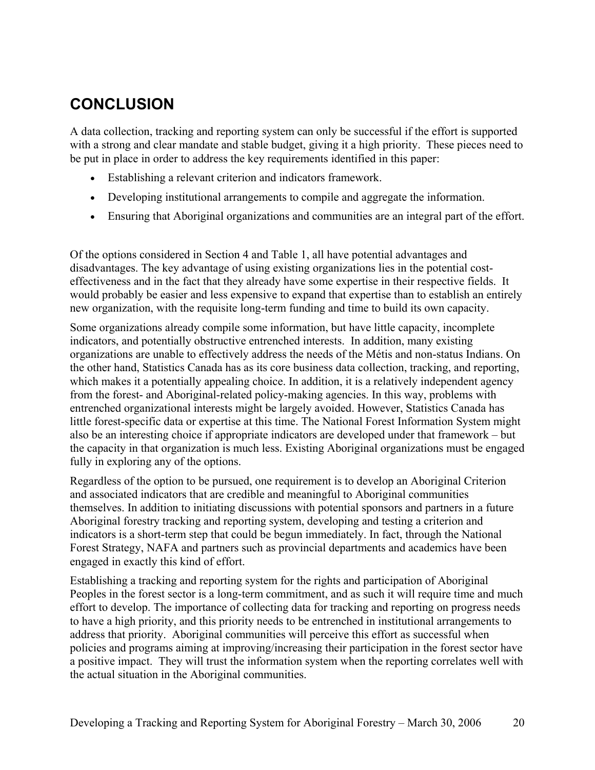# CONCLUSION

A data collection, tracking and reporting system can only be successful if the effort is supported with a strong and clear mandate and stable budget, giving it a high priority. These pieces need to be put in place in order to address the key requirements identified in this paper:

- Establishing a relevant criterion and indicators framework.
- Developing institutional arrangements to compile and aggregate the information.
- Ensuring that Aboriginal organizations and communities are an integral part of the effort.

Of the options considered in Section 4 and Table 1, all have potential advantages and disadvantages. The key advantage of using existing organizations lies in the potential cost-effectiveness and in the fact that they already have some expertise in their respective fields. It would probably be easier and less expensive to expand that expertise than to establish an entirely new organization, with the requisite long-term funding and time to build its own capacity.

Some organizations already compile some information, but have little capacity, incomplete indicators, and potentially obstructive entrenched interests. In addition, many existing organizations are unable to effectively address the needs of the Métis and non-status Indians. On the other hand, Statistics Canada has as its core business data collection, tracking, and reporting, which makes it a potentially appealing choice. In addition, it is a relatively independent agency from the forest- and Aboriginal-related policy-making agencies. In this way, problems with entrenched organizational interests might be largely avoided. However, Statistics Canada has little forest-specific data or expertise at this time. The National Forest Information System might also be an interesting choice if appropriate indicators are developed under that framework – but the capacity in that organization is much less. Existing Aboriginal organizations must be engaged fully in exploring any of the options.

Regardless of the option to be pursued, one requirement is to develop an Aboriginal Criterion and associated indicators that are credible and meaningful to Aboriginal communities themselves. In addition to initiating discussions with potential sponsors and partners in a future Aboriginal forestry tracking and reporting system, developing and testing a criterion and indicators is a short-term step that could be begun immediately. In fact, through the National Forest Strategy, NAFA and partners such as provincial departments and academics have been engaged in exactly this kind of effort.

Establishing a tracking and reporting system for the rights and participation of Aboriginal Peoples in the forest sector is a long-term commitment, and as such it will require time and much effort to develop. The importance of collecting data for tracking and reporting on progress needs to have a high priority, and this priority needs to be entrenched in institutional arrangements to address that priority. Aboriginal communities will perceive this effort as successful when policies and programs aiming at improving/increasing their participation in the forest sector have a positive impact. They will trust the information system when the reporting correlates well with the actual situation in the Aboriginal communities.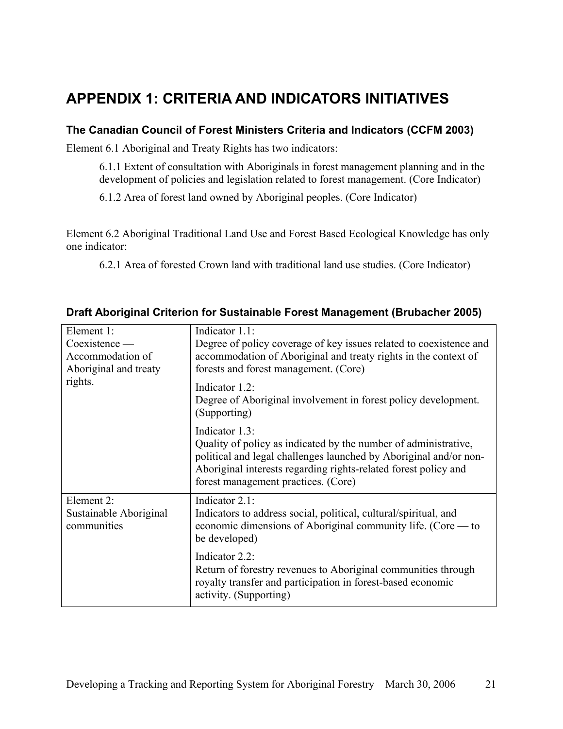# APPENDIX 1: CRITERIA AND INDICATORS INITIATIVES

### The Canadian Council of Forest Ministers Criteria and Indicators (CCFM 2003)

Element 6.1 Aboriginal and Treaty Rights has two indicators:

> 6.1.1 Extent of consultation with Aboriginals in forest management planning and in the development of policies and legislation related to forest management. (Core Indicator)
>
> 6.1.2 Area of forest land owned by Aboriginal peoples. (Core Indicator)

Element 6.2 Aboriginal Traditional Land Use and Forest Based Ecological Knowledge has only one indicator:

> 6.2.1 Area of forested Crown land with traditional land use studies. (Core Indicator)

### Draft Aboriginal Criterion for Sustainable Forest Management (Brubacher 2005)

| Element | Indicator |
|---|---|
| Element 1: Coexistence — Accommodation of Aboriginal and treaty rights. | Indicator 1.1: Degree of policy coverage of key issues related to coexistence and accommodation of Aboriginal and treaty rights in the context of forests and forest management. (Core) |
| | Indicator 1.2: Degree of Aboriginal involvement in forest policy development. (Supporting) |
| | Indicator 1.3: Quality of policy as indicated by the number of administrative, political and legal challenges launched by Aboriginal and/or non-Aboriginal interests regarding rights-related forest policy and forest management practices. (Core) |
| Element 2: Sustainable Aboriginal communities | Indicator 2.1: Indicators to address social, political, cultural/spiritual, and economic dimensions of Aboriginal community life. (Core — to be developed) |
| | Indicator 2.2: Return of forestry revenues to Aboriginal communities through royalty transfer and participation in forest-based economic activity. (Supporting) |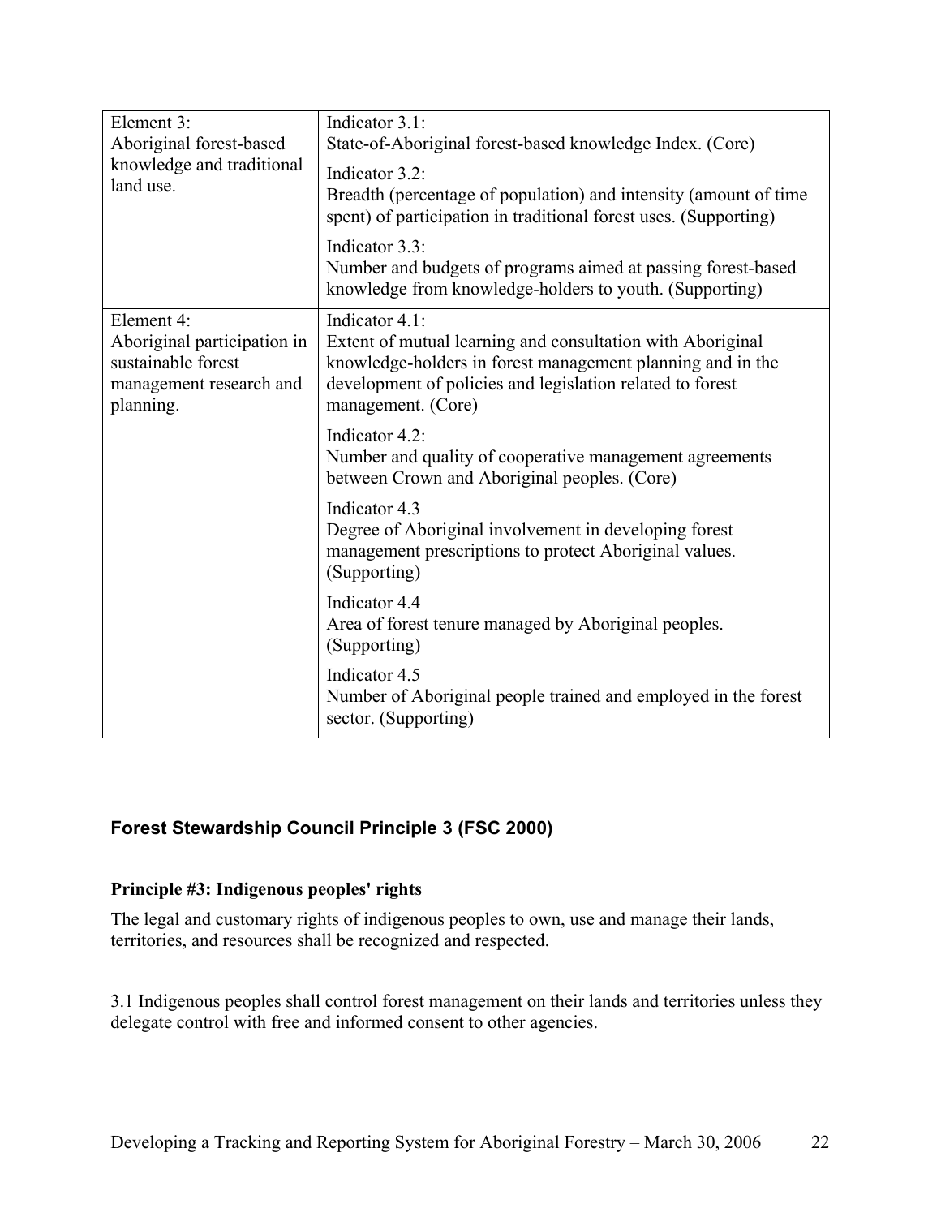| Element 3: Aboriginal forest-based knowledge and traditional land use. | Indicator 3.1: State-of-Aboriginal forest-based knowledge Index. (Core) |
| --- | --- |
| | Indicator 3.2: Breadth (percentage of population) and intensity (amount of time spent) of participation in traditional forest uses. (Supporting) |
| | Indicator 3.3: Number and budgets of programs aimed at passing forest-based knowledge from knowledge-holders to youth. (Supporting) |
| Element 4: Aboriginal participation in sustainable forest management research and planning. | Indicator 4.1: Extent of mutual learning and consultation with Aboriginal knowledge-holders in forest management planning and in the development of policies and legislation related to forest management. (Core) |
| | Indicator 4.2: Number and quality of cooperative management agreements between Crown and Aboriginal peoples. (Core) |
| | Indicator 4.3 Degree of Aboriginal involvement in developing forest management prescriptions to protect Aboriginal values. (Supporting) |
| | Indicator 4.4 Area of forest tenure managed by Aboriginal peoples. (Supporting) |
| | Indicator 4.5 Number of Aboriginal people trained and employed in the forest sector. (Supporting) |

## Forest Stewardship Council Principle 3 (FSC 2000)

### Principle #3: Indigenous peoples' rights

The legal and customary rights of indigenous peoples to own, use and manage their lands, territories, and resources shall be recognized and respected.

3.1 Indigenous peoples shall control forest management on their lands and territories unless they delegate control with free and informed consent to other agencies.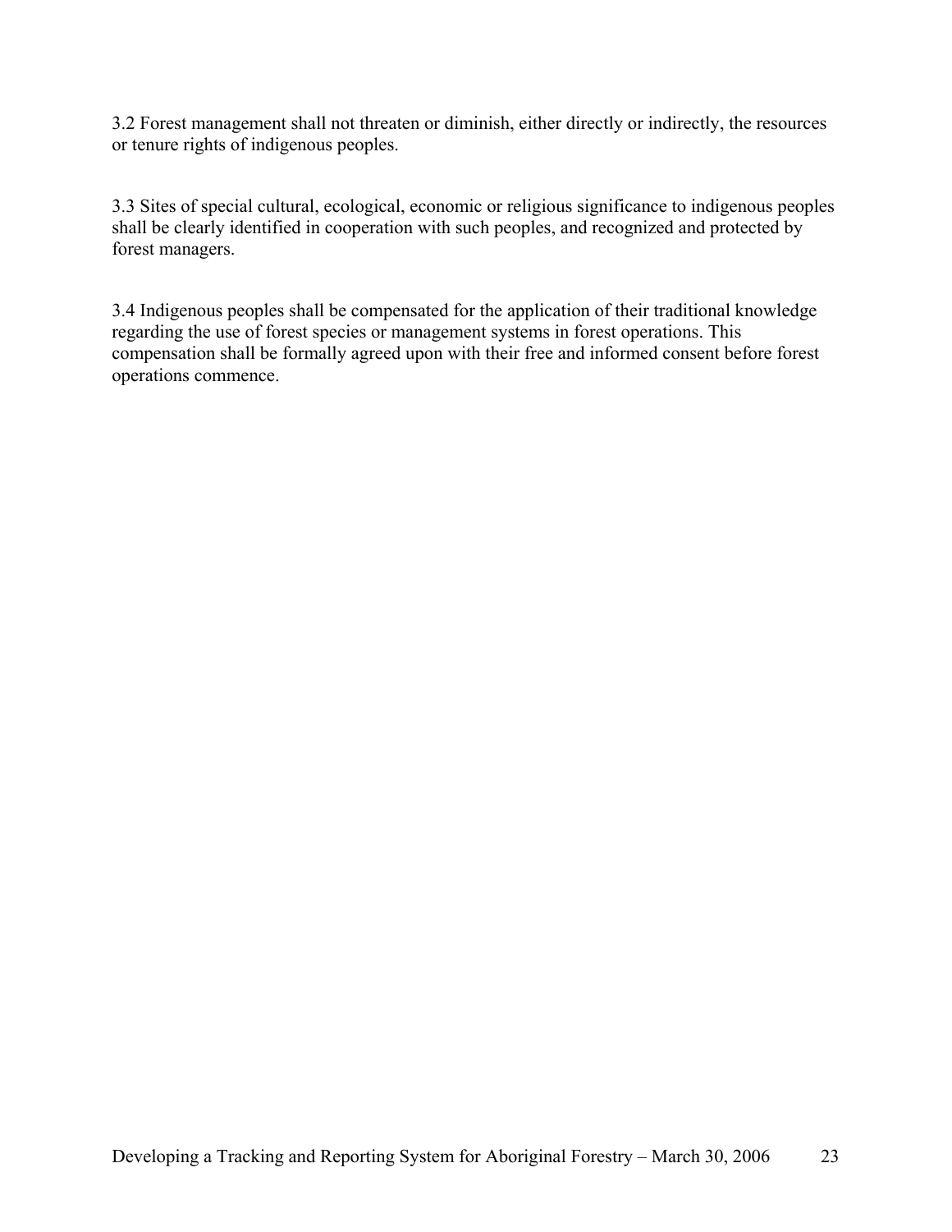3.2 Forest management shall not threaten or diminish, either directly or indirectly, the resources or tenure rights of indigenous peoples.

3.3 Sites of special cultural, ecological, economic or religious significance to indigenous peoples shall be clearly identified in cooperation with such peoples, and recognized and protected by forest managers.

3.4 Indigenous peoples shall be compensated for the application of their traditional knowledge regarding the use of forest species or management systems in forest operations. This compensation shall be formally agreed upon with their free and informed consent before forest operations commence.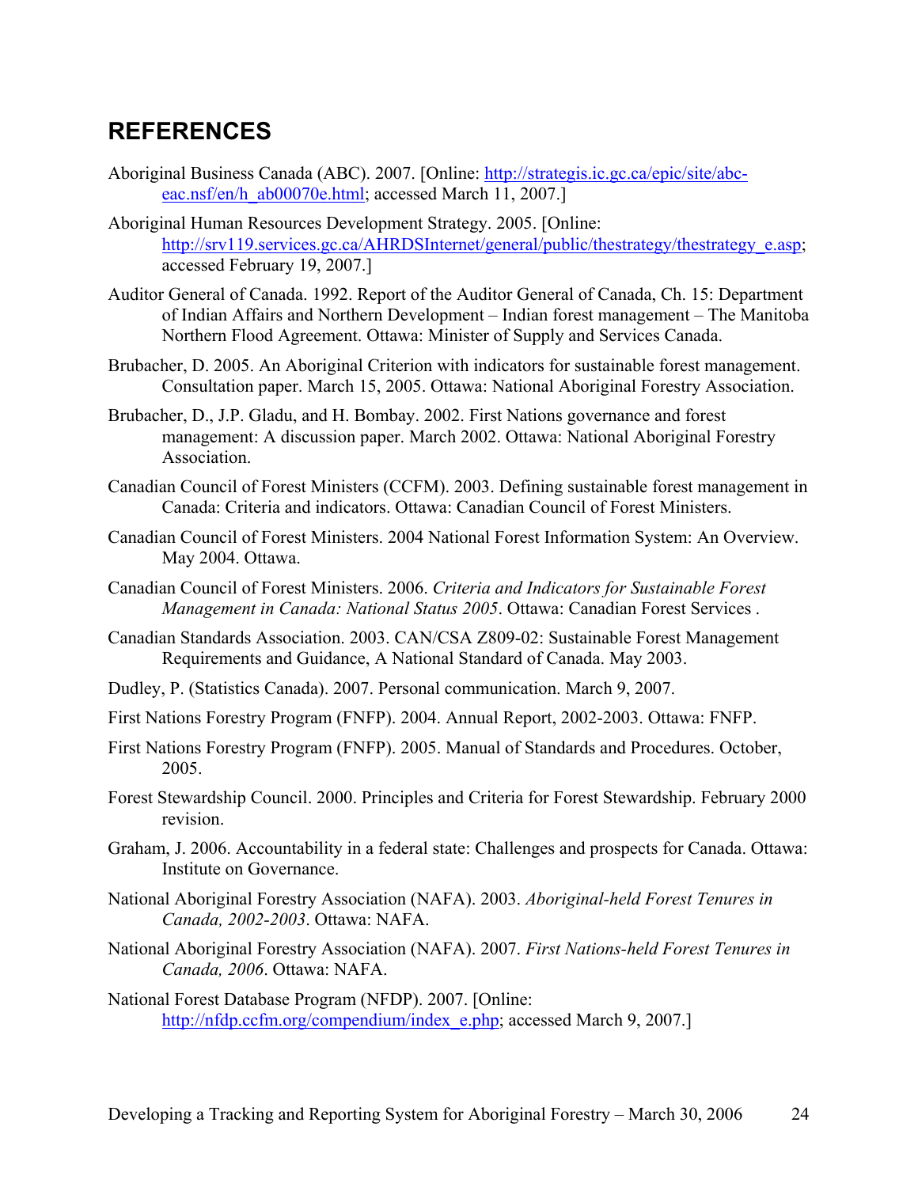## REFERENCES

Aboriginal Business Canada (ABC). 2007. [Online: http://strategis.ic.gc.ca/epic/site/abc-eac.nsf/en/h_ab00070e.html; accessed March 11, 2007.]

Aboriginal Human Resources Development Strategy. 2005. [Online: http://srv119.services.gc.ca/AHRDSInternet/general/public/thestrategy/thestrategy_e.asp; accessed February 19, 2007.]

Auditor General of Canada. 1992. Report of the Auditor General of Canada, Ch. 15: Department of Indian Affairs and Northern Development – Indian forest management – The Manitoba Northern Flood Agreement. Ottawa: Minister of Supply and Services Canada.

Brubacher, D. 2005. An Aboriginal Criterion with indicators for sustainable forest management. Consultation paper. March 15, 2005. Ottawa: National Aboriginal Forestry Association.

Brubacher, D., J.P. Gladu, and H. Bombay. 2002. First Nations governance and forest management: A discussion paper. March 2002. Ottawa: National Aboriginal Forestry Association.

Canadian Council of Forest Ministers (CCFM). 2003. Defining sustainable forest management in Canada: Criteria and indicators. Ottawa: Canadian Council of Forest Ministers.

Canadian Council of Forest Ministers. 2004 National Forest Information System: An Overview. May 2004. Ottawa.

Canadian Council of Forest Ministers. 2006. *Criteria and Indicators for Sustainable Forest Management in Canada: National Status 2005*. Ottawa: Canadian Forest Services .

Canadian Standards Association. 2003. CAN/CSA Z809-02: Sustainable Forest Management Requirements and Guidance, A National Standard of Canada. May 2003.

Dudley, P. (Statistics Canada). 2007. Personal communication. March 9, 2007.

First Nations Forestry Program (FNFP). 2004. Annual Report, 2002-2003. Ottawa: FNFP.

First Nations Forestry Program (FNFP). 2005. Manual of Standards and Procedures. October, 2005.

Forest Stewardship Council. 2000. Principles and Criteria for Forest Stewardship. February 2000 revision.

Graham, J. 2006. Accountability in a federal state: Challenges and prospects for Canada. Ottawa: Institute on Governance.

National Aboriginal Forestry Association (NAFA). 2003. *Aboriginal-held Forest Tenures in Canada, 2002-2003*. Ottawa: NAFA.

National Aboriginal Forestry Association (NAFA). 2007. *First Nations-held Forest Tenures in Canada, 2006*. Ottawa: NAFA.

National Forest Database Program (NFDP). 2007. [Online: http://nfdp.ccfm.org/compendium/index_e.php; accessed March 9, 2007.]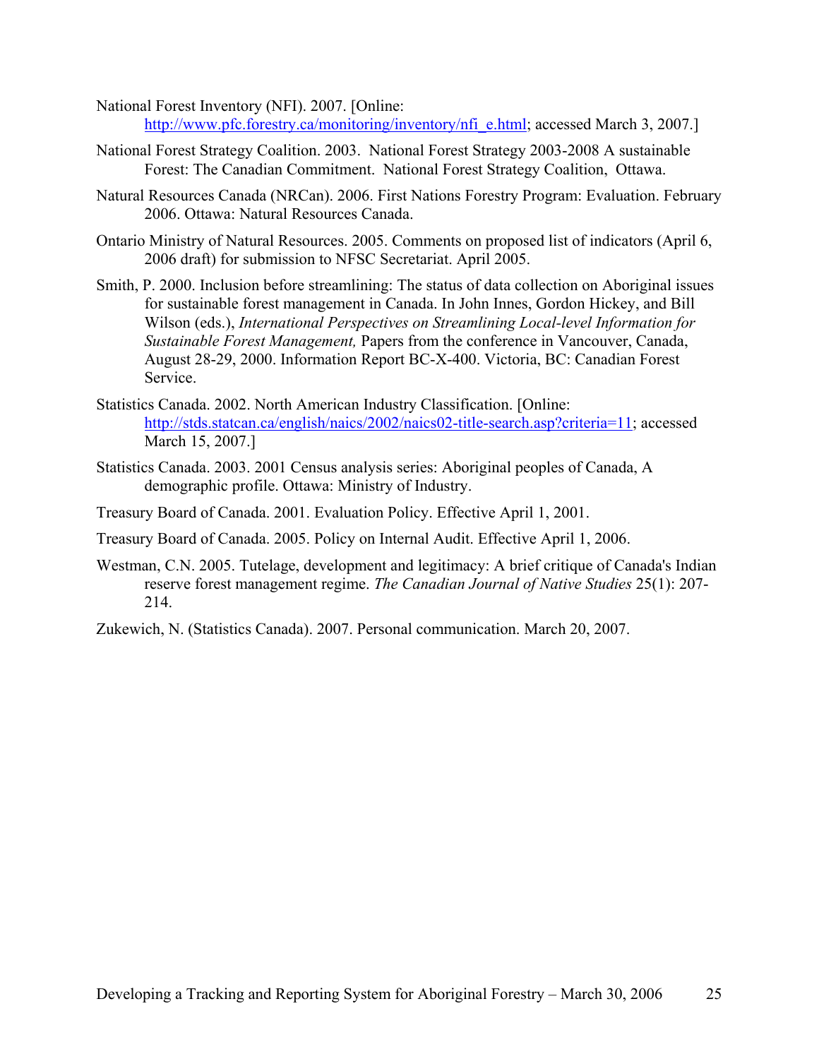National Forest Inventory (NFI). 2007. [Online: http://www.pfc.forestry.ca/monitoring/inventory/nfi_e.html; accessed March 3, 2007.]

National Forest Strategy Coalition. 2003. National Forest Strategy 2003-2008 A sustainable Forest: The Canadian Commitment. National Forest Strategy Coalition, Ottawa.

Natural Resources Canada (NRCan). 2006. First Nations Forestry Program: Evaluation. February 2006. Ottawa: Natural Resources Canada.

Ontario Ministry of Natural Resources. 2005. Comments on proposed list of indicators (April 6, 2006 draft) for submission to NFSC Secretariat. April 2005.

Smith, P. 2000. Inclusion before streamlining: The status of data collection on Aboriginal issues for sustainable forest management in Canada. In John Innes, Gordon Hickey, and Bill Wilson (eds.), *International Perspectives on Streamlining Local-level Information for Sustainable Forest Management,* Papers from the conference in Vancouver, Canada, August 28-29, 2000. Information Report BC-X-400. Victoria, BC: Canadian Forest Service.

Statistics Canada. 2002. North American Industry Classification. [Online: http://stds.statcan.ca/english/naics/2002/naics02-title-search.asp?criteria=11; accessed March 15, 2007.]

Statistics Canada. 2003. 2001 Census analysis series: Aboriginal peoples of Canada, A demographic profile. Ottawa: Ministry of Industry.

Treasury Board of Canada. 2001. Evaluation Policy. Effective April 1, 2001.

Treasury Board of Canada. 2005. Policy on Internal Audit. Effective April 1, 2006.

Westman, C.N. 2005. Tutelage, development and legitimacy: A brief critique of Canada's Indian reserve forest management regime. *The Canadian Journal of Native Studies* 25(1): 207-214.

Zukewich, N. (Statistics Canada). 2007. Personal communication. March 20, 2007.